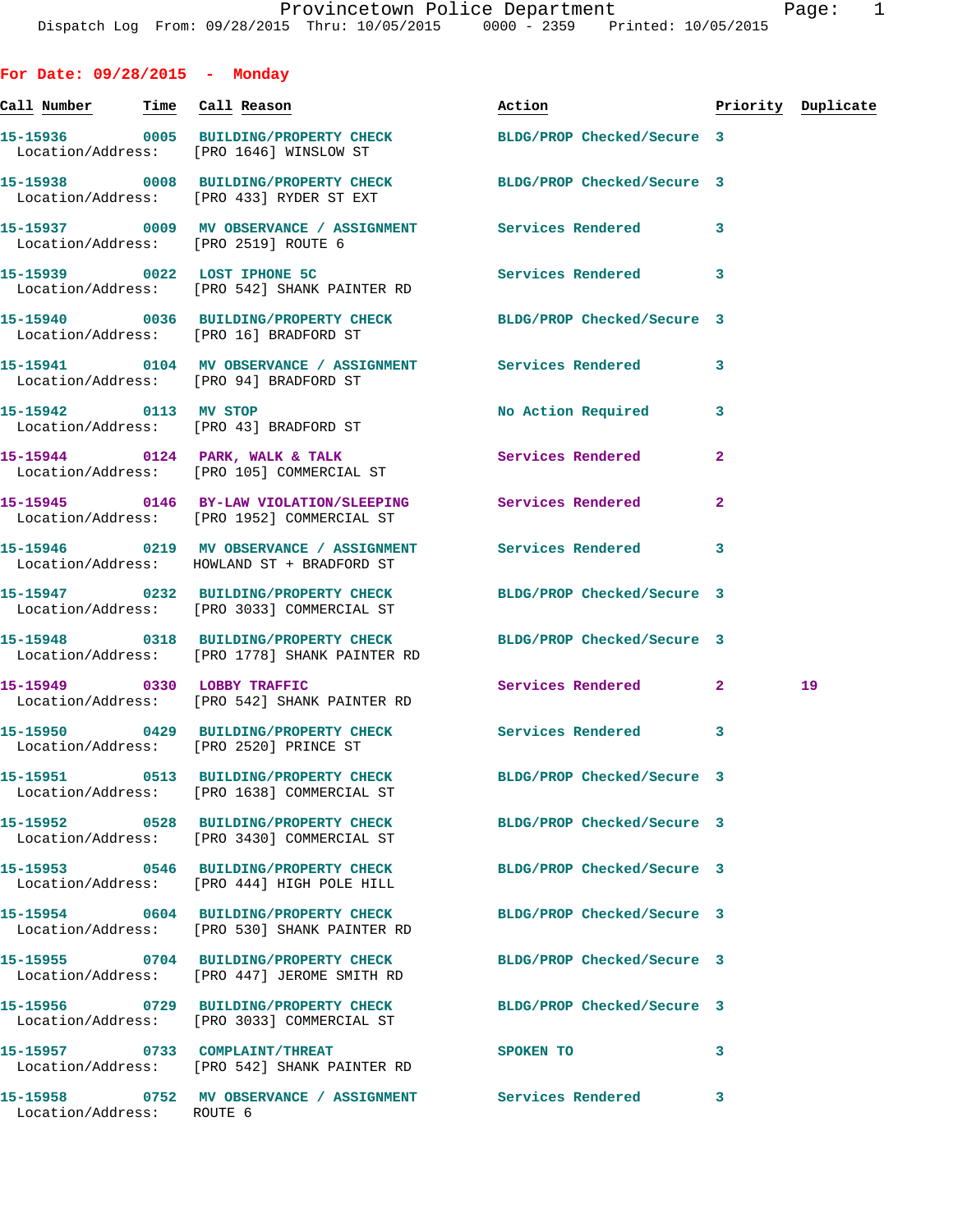Provincetown Police Department
Dispatch Log From: 09/28/2015 Thru: 10/05/2015 0000 - 2359 Printed: 10/05/2015

**For Date: 09/28/2015 - Monday**

| Call Number | Time | Call Reason | Action | Priority | Duplicate |
|---|---|---|---|---|---|
| 15-15936 | 0005 | BUILDING/PROPERTY CHECK | BLDG/PROP Checked/Secure | 3 | |
| Location/Address: | | [PRO 1646] WINSLOW ST | | | |
| 15-15938 | 0008 | BUILDING/PROPERTY CHECK | BLDG/PROP Checked/Secure | 3 | |
| Location/Address: | | [PRO 433] RYDER ST EXT | | | |
| 15-15937 | 0009 | MV OBSERVANCE / ASSIGNMENT | Services Rendered | 3 | |
| Location/Address: | | [PRO 2519] ROUTE 6 | | | |
| 15-15939 | 0022 | LOST IPHONE 5C | Services Rendered | 3 | |
| Location/Address: | | [PRO 542] SHANK PAINTER RD | | | |
| 15-15940 | 0036 | BUILDING/PROPERTY CHECK | BLDG/PROP Checked/Secure | 3 | |
| Location/Address: | | [PRO 16] BRADFORD ST | | | |
| 15-15941 | 0104 | MV OBSERVANCE / ASSIGNMENT | Services Rendered | 3 | |
| Location/Address: | | [PRO 94] BRADFORD ST | | | |
| 15-15942 | 0113 | MV STOP | No Action Required | 3 | |
| Location/Address: | | [PRO 43] BRADFORD ST | | | |
| 15-15944 | 0124 | PARK, WALK & TALK | Services Rendered | 2 | |
| Location/Address: | | [PRO 105] COMMERCIAL ST | | | |
| 15-15945 | 0146 | BY-LAW VIOLATION/SLEEPING | Services Rendered | 2 | |
| Location/Address: | | [PRO 1952] COMMERCIAL ST | | | |
| 15-15946 | 0219 | MV OBSERVANCE / ASSIGNMENT | Services Rendered | 3 | |
| Location/Address: | | HOWLAND ST + BRADFORD ST | | | |
| 15-15947 | 0232 | BUILDING/PROPERTY CHECK | BLDG/PROP Checked/Secure | 3 | |
| Location/Address: | | [PRO 3033] COMMERCIAL ST | | | |
| 15-15948 | 0318 | BUILDING/PROPERTY CHECK | BLDG/PROP Checked/Secure | 3 | |
| Location/Address: | | [PRO 1778] SHANK PAINTER RD | | | |
| 15-15949 | 0330 | LOBBY TRAFFIC | Services Rendered | 2 | 19 |
| Location/Address: | | [PRO 542] SHANK PAINTER RD | | | |
| 15-15950 | 0429 | BUILDING/PROPERTY CHECK | Services Rendered | 3 | |
| Location/Address: | | [PRO 2520] PRINCE ST | | | |
| 15-15951 | 0513 | BUILDING/PROPERTY CHECK | BLDG/PROP Checked/Secure | 3 | |
| Location/Address: | | [PRO 1638] COMMERCIAL ST | | | |
| 15-15952 | 0528 | BUILDING/PROPERTY CHECK | BLDG/PROP Checked/Secure | 3 | |
| Location/Address: | | [PRO 3430] COMMERCIAL ST | | | |
| 15-15953 | 0546 | BUILDING/PROPERTY CHECK | BLDG/PROP Checked/Secure | 3 | |
| Location/Address: | | [PRO 444] HIGH POLE HILL | | | |
| 15-15954 | 0604 | BUILDING/PROPERTY CHECK | BLDG/PROP Checked/Secure | 3 | |
| Location/Address: | | [PRO 530] SHANK PAINTER RD | | | |
| 15-15955 | 0704 | BUILDING/PROPERTY CHECK | BLDG/PROP Checked/Secure | 3 | |
| Location/Address: | | [PRO 447] JEROME SMITH RD | | | |
| 15-15956 | 0729 | BUILDING/PROPERTY CHECK | BLDG/PROP Checked/Secure | 3 | |
| Location/Address: | | [PRO 3033] COMMERCIAL ST | | | |
| 15-15957 | 0733 | COMPLAINT/THREAT | SPOKEN TO | 3 | |
| Location/Address: | | [PRO 542] SHANK PAINTER RD | | | |
| 15-15958 | 0752 | MV OBSERVANCE / ASSIGNMENT | Services Rendered | 3 | |
| Location/Address: | | ROUTE 6 | | | |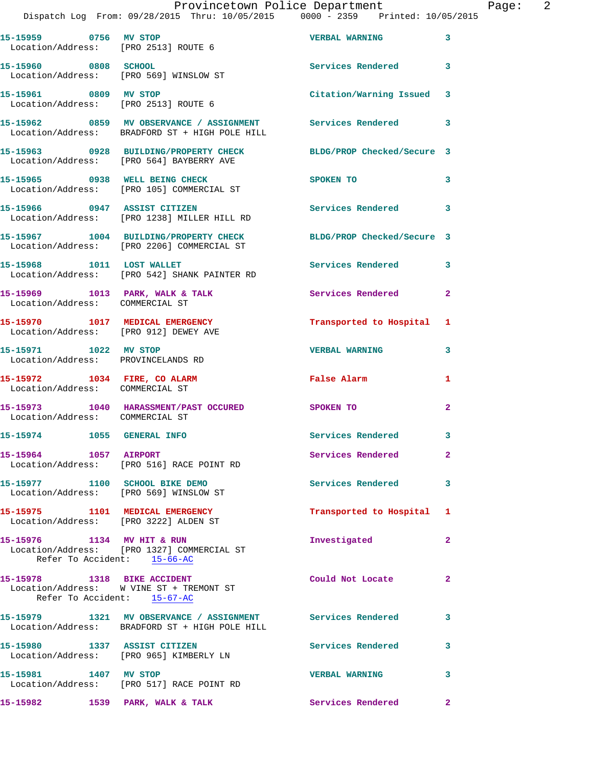15-15959 0756 MV STOP VERBAL WARNING 3
Location/Address: [PRO 2513] ROUTE 6

15-15960 0808 SCHOOL Services Rendered 3
Location/Address: [PRO 569] WINSLOW ST

15-15961 0809 MV STOP Citation/Warning Issued 3
Location/Address: [PRO 2513] ROUTE 6

15-15962 0859 MV OBSERVANCE / ASSIGNMENT Services Rendered 3
Location/Address: BRADFORD ST + HIGH POLE HILL

15-15963 0928 BUILDING/PROPERTY CHECK BLDG/PROP Checked/Secure 3
Location/Address: [PRO 564] BAYBERRY AVE

15-15965 0938 WELL BEING CHECK SPOKEN TO 3
Location/Address: [PRO 105] COMMERCIAL ST

15-15966 0947 ASSIST CITIZEN Services Rendered 3
Location/Address: [PRO 1238] MILLER HILL RD

15-15967 1004 BUILDING/PROPERTY CHECK BLDG/PROP Checked/Secure 3
Location/Address: [PRO 2206] COMMERCIAL ST

15-15968 1011 LOST WALLET Services Rendered 3
Location/Address: [PRO 542] SHANK PAINTER RD

15-15969 1013 PARK, WALK & TALK Services Rendered 2
Location/Address: COMMERCIAL ST

15-15970 1017 MEDICAL EMERGENCY Transported to Hospital 1
Location/Address: [PRO 912] DEWEY AVE

15-15971 1022 MV STOP VERBAL WARNING 3
Location/Address: PROVINCELANDS RD

15-15972 1034 FIRE, CO ALARM False Alarm 1
Location/Address: COMMERCIAL ST

15-15973 1040 HARASSMENT/PAST OCCURED SPOKEN TO 2
Location/Address: COMMERCIAL ST

15-15974 1055 GENERAL INFO Services Rendered 3

15-15964 1057 AIRPORT Services Rendered 2
Location/Address: [PRO 516] RACE POINT RD

15-15977 1100 SCHOOL BIKE DEMO Services Rendered 3
Location/Address: [PRO 569] WINSLOW ST

15-15975 1101 MEDICAL EMERGENCY Transported to Hospital 1
Location/Address: [PRO 3222] ALDEN ST

15-15976 1134 MV HIT & RUN Investigated 2
Location/Address: [PRO 1327] COMMERCIAL ST
Refer To Accident: 15-66-AC

15-15978 1318 BIKE ACCIDENT Could Not Locate 2
Location/Address: W VINE ST + TREMONT ST
Refer To Accident: 15-67-AC

15-15979 1321 MV OBSERVANCE / ASSIGNMENT Services Rendered 3
Location/Address: BRADFORD ST + HIGH POLE HILL

15-15980 1337 ASSIST CITIZEN Services Rendered 3
Location/Address: [PRO 965] KIMBERLY LN

15-15981 1407 MV STOP VERBAL WARNING 3
Location/Address: [PRO 517] RACE POINT RD

15-15982 1539 PARK, WALK & TALK Services Rendered 2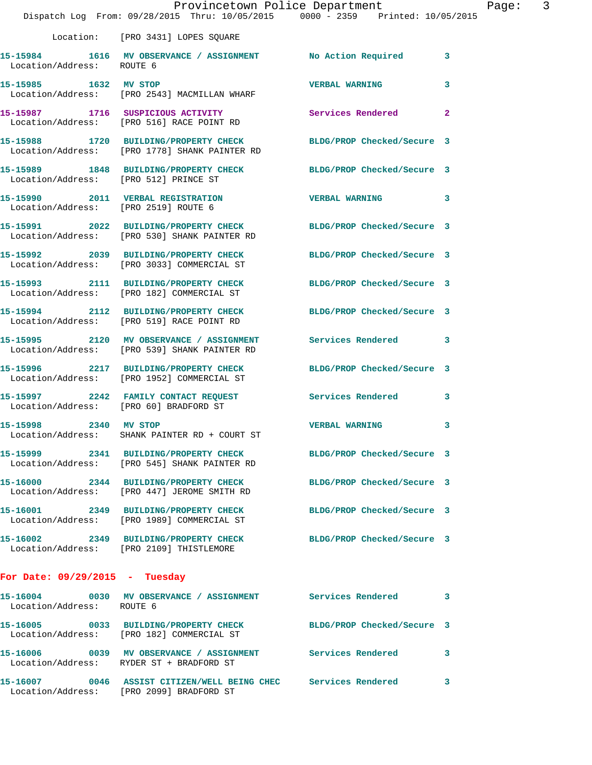Location: [PRO 3431] LOPES SQUARE

**15-15984** 1616 **MV OBSERVANCE / ASSIGNMENT** No Action Required 3
Location/Address: ROUTE 6

**15-15985** 1632 **MV STOP** VERBAL WARNING 3
Location/Address: [PRO 2543] MACMILLAN WHARF

**15-15987** 1716 **SUSPICIOUS ACTIVITY** Services Rendered 2
Location/Address: [PRO 516] RACE POINT RD

**15-15988** 1720 **BUILDING/PROPERTY CHECK** BLDG/PROP Checked/Secure 3
Location/Address: [PRO 1778] SHANK PAINTER RD

**15-15989** 1848 **BUILDING/PROPERTY CHECK** BLDG/PROP Checked/Secure 3
Location/Address: [PRO 512] PRINCE ST

**15-15990** 2011 **VERBAL REGISTRATION** VERBAL WARNING 3
Location/Address: [PRO 2519] ROUTE 6

**15-15991** 2022 **BUILDING/PROPERTY CHECK** BLDG/PROP Checked/Secure 3
Location/Address: [PRO 530] SHANK PAINTER RD

**15-15992** 2039 **BUILDING/PROPERTY CHECK** BLDG/PROP Checked/Secure 3
Location/Address: [PRO 3033] COMMERCIAL ST

**15-15993** 2111 **BUILDING/PROPERTY CHECK** BLDG/PROP Checked/Secure 3
Location/Address: [PRO 182] COMMERCIAL ST

**15-15994** 2112 **BUILDING/PROPERTY CHECK** BLDG/PROP Checked/Secure 3
Location/Address: [PRO 519] RACE POINT RD

**15-15995** 2120 **MV OBSERVANCE / ASSIGNMENT** Services Rendered 3
Location/Address: [PRO 539] SHANK PAINTER RD

**15-15996** 2217 **BUILDING/PROPERTY CHECK** BLDG/PROP Checked/Secure 3
Location/Address: [PRO 1952] COMMERCIAL ST

**15-15997** 2242 **FAMILY CONTACT REQUEST** Services Rendered 3
Location/Address: [PRO 60] BRADFORD ST

**15-15998** 2340 **MV STOP** VERBAL WARNING 3
Location/Address: SHANK PAINTER RD + COURT ST

**15-15999** 2341 **BUILDING/PROPERTY CHECK** BLDG/PROP Checked/Secure 3
Location/Address: [PRO 545] SHANK PAINTER RD

**15-16000** 2344 **BUILDING/PROPERTY CHECK** BLDG/PROP Checked/Secure 3
Location/Address: [PRO 447] JEROME SMITH RD

**15-16001** 2349 **BUILDING/PROPERTY CHECK** BLDG/PROP Checked/Secure 3
Location/Address: [PRO 1989] COMMERCIAL ST

**15-16002** 2349 **BUILDING/PROPERTY CHECK** BLDG/PROP Checked/Secure 3
Location/Address: [PRO 2109] THISTLEMORE

## For Date: 09/29/2015 - Tuesday

**15-16004** 0030 **MV OBSERVANCE / ASSIGNMENT** Services Rendered 3
Location/Address: ROUTE 6

**15-16005** 0033 **BUILDING/PROPERTY CHECK** BLDG/PROP Checked/Secure 3
Location/Address: [PRO 182] COMMERCIAL ST

**15-16006** 0039 **MV OBSERVANCE / ASSIGNMENT** Services Rendered 3
Location/Address: RYDER ST + BRADFORD ST

**15-16007** 0046 **ASSIST CITIZEN/WELL BEING CHEC** Services Rendered 3
Location/Address: [PRO 2099] BRADFORD ST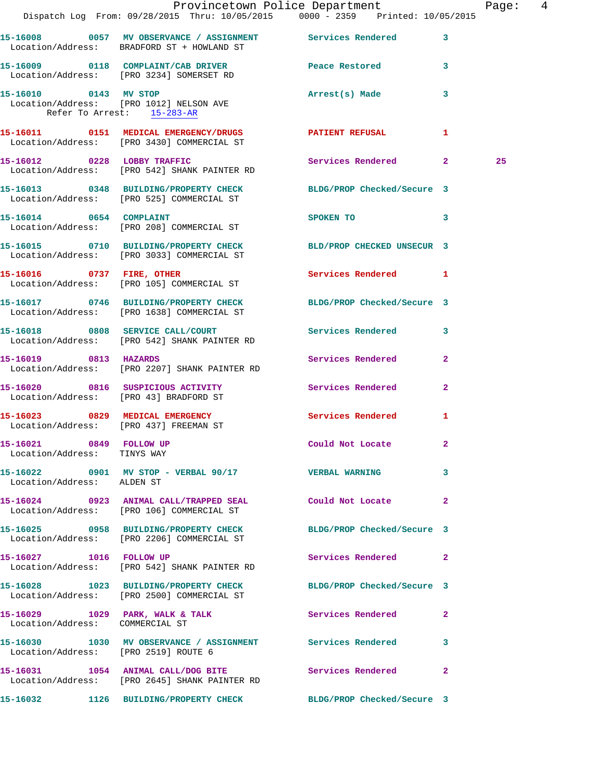Provincetown Police Department
Dispatch Log From: 09/28/2015 Thru: 10/05/2015 0000 - 2359 Printed: 10/05/2015

**15-16008** 0057 MV OBSERVANCE / ASSIGNMENT — Services Rendered — 3
Location/Address: BRADFORD ST + HOWLAND ST

**15-16009** 0118 COMPLAINT/CAB DRIVER — Peace Restored — 3
Location/Address: [PRO 3234] SOMERSET RD

**15-16010** 0143 MV STOP — Arrest(s) Made — 3
Location/Address: [PRO 1012] NELSON AVE
Refer To Arrest: 15-283-AR

**15-16011** 0151 MEDICAL EMERGENCY/DRUGS — PATIENT REFUSAL — 1
Location/Address: [PRO 3430] COMMERCIAL ST

**15-16012** 0228 LOBBY TRAFFIC — Services Rendered — 2 — 25
Location/Address: [PRO 542] SHANK PAINTER RD

**15-16013** 0348 BUILDING/PROPERTY CHECK — BLDG/PROP Checked/Secure — 3
Location/Address: [PRO 525] COMMERCIAL ST

**15-16014** 0654 COMPLAINT — SPOKEN TO — 3
Location/Address: [PRO 208] COMMERCIAL ST

**15-16015** 0710 BUILDING/PROPERTY CHECK — BLD/PROP CHECKED UNSECUR — 3
Location/Address: [PRO 3033] COMMERCIAL ST

**15-16016** 0737 FIRE, OTHER — Services Rendered — 1
Location/Address: [PRO 105] COMMERCIAL ST

**15-16017** 0746 BUILDING/PROPERTY CHECK — BLDG/PROP Checked/Secure — 3
Location/Address: [PRO 1638] COMMERCIAL ST

**15-16018** 0808 SERVICE CALL/COURT — Services Rendered — 3
Location/Address: [PRO 542] SHANK PAINTER RD

**15-16019** 0813 HAZARDS — Services Rendered — 2
Location/Address: [PRO 2207] SHANK PAINTER RD

**15-16020** 0816 SUSPICIOUS ACTIVITY — Services Rendered — 2
Location/Address: [PRO 43] BRADFORD ST

**15-16023** 0829 MEDICAL EMERGENCY — Services Rendered — 1
Location/Address: [PRO 437] FREEMAN ST

**15-16021** 0849 FOLLOW UP — Could Not Locate — 2
Location/Address: TINYS WAY

**15-16022** 0901 MV STOP - VERBAL 90/17 — VERBAL WARNING — 3
Location/Address: ALDEN ST

**15-16024** 0923 ANIMAL CALL/TRAPPED SEAL — Could Not Locate — 2
Location/Address: [PRO 106] COMMERCIAL ST

**15-16025** 0958 BUILDING/PROPERTY CHECK — BLDG/PROP Checked/Secure — 3
Location/Address: [PRO 2206] COMMERCIAL ST

**15-16027** 1016 FOLLOW UP — Services Rendered — 2
Location/Address: [PRO 542] SHANK PAINTER RD

**15-16028** 1023 BUILDING/PROPERTY CHECK — BLDG/PROP Checked/Secure — 3
Location/Address: [PRO 2500] COMMERCIAL ST

**15-16029** 1029 PARK, WALK & TALK — Services Rendered — 2
Location/Address: COMMERCIAL ST

**15-16030** 1030 MV OBSERVANCE / ASSIGNMENT — Services Rendered — 3
Location/Address: [PRO 2519] ROUTE 6

**15-16031** 1054 ANIMAL CALL/DOG BITE — Services Rendered — 2
Location/Address: [PRO 2645] SHANK PAINTER RD

**15-16032** 1126 BUILDING/PROPERTY CHECK — BLDG/PROP Checked/Secure — 3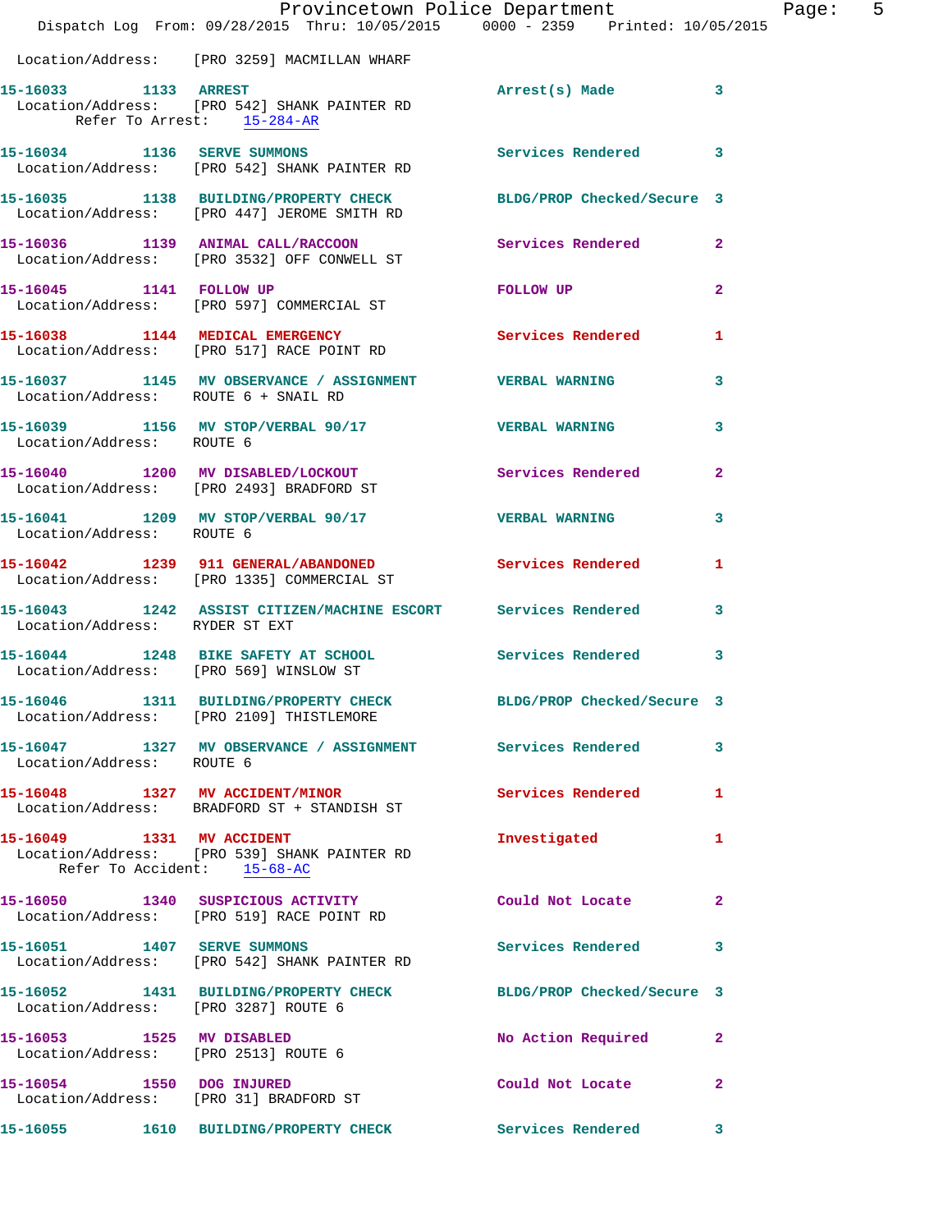Location/Address: [PRO 3259] MACMILLAN WHARF

**15-16033 1133 ARREST** Arrest(s) Made 3
Location/Address: [PRO 542] SHANK PAINTER RD
Refer To Arrest: 15-284-AR

**15-16034 1136 SERVE SUMMONS** Services Rendered 3
Location/Address: [PRO 542] SHANK PAINTER RD

**15-16035 1138 BUILDING/PROPERTY CHECK** BLDG/PROP Checked/Secure 3
Location/Address: [PRO 447] JEROME SMITH RD

**15-16036 1139 ANIMAL CALL/RACCOON** Services Rendered 2
Location/Address: [PRO 3532] OFF CONWELL ST

**15-16045 1141 FOLLOW UP** FOLLOW UP 2
Location/Address: [PRO 597] COMMERCIAL ST

**15-16038 1144 MEDICAL EMERGENCY** Services Rendered 1
Location/Address: [PRO 517] RACE POINT RD

**15-16037 1145 MV OBSERVANCE / ASSIGNMENT** VERBAL WARNING 3
Location/Address: ROUTE 6 + SNAIL RD

**15-16039 1156 MV STOP/VERBAL 90/17** VERBAL WARNING 3
Location/Address: ROUTE 6

**15-16040 1200 MV DISABLED/LOCKOUT** Services Rendered 2
Location/Address: [PRO 2493] BRADFORD ST

**15-16041 1209 MV STOP/VERBAL 90/17** VERBAL WARNING 3
Location/Address: ROUTE 6

**15-16042 1239 911 GENERAL/ABANDONED** Services Rendered 1
Location/Address: [PRO 1335] COMMERCIAL ST

**15-16043 1242 ASSIST CITIZEN/MACHINE ESCORT** Services Rendered 3
Location/Address: RYDER ST EXT

**15-16044 1248 BIKE SAFETY AT SCHOOL** Services Rendered 3
Location/Address: [PRO 569] WINSLOW ST

**15-16046 1311 BUILDING/PROPERTY CHECK** BLDG/PROP Checked/Secure 3
Location/Address: [PRO 2109] THISTLEMORE

**15-16047 1327 MV OBSERVANCE / ASSIGNMENT** Services Rendered 3
Location/Address: ROUTE 6

**15-16048 1327 MV ACCIDENT/MINOR** Services Rendered 1
Location/Address: BRADFORD ST + STANDISH ST

**15-16049 1331 MV ACCIDENT** Investigated 1
Location/Address: [PRO 539] SHANK PAINTER RD
Refer To Accident: 15-68-AC

**15-16050 1340 SUSPICIOUS ACTIVITY** Could Not Locate 2
Location/Address: [PRO 519] RACE POINT RD

**15-16051 1407 SERVE SUMMONS** Services Rendered 3
Location/Address: [PRO 542] SHANK PAINTER RD

**15-16052 1431 BUILDING/PROPERTY CHECK** BLDG/PROP Checked/Secure 3
Location/Address: [PRO 3287] ROUTE 6

**15-16053 1525 MV DISABLED** No Action Required 2
Location/Address: [PRO 2513] ROUTE 6

**15-16054 1550 DOG INJURED** Could Not Locate 2
Location/Address: [PRO 31] BRADFORD ST

**15-16055 1610 BUILDING/PROPERTY CHECK** Services Rendered 3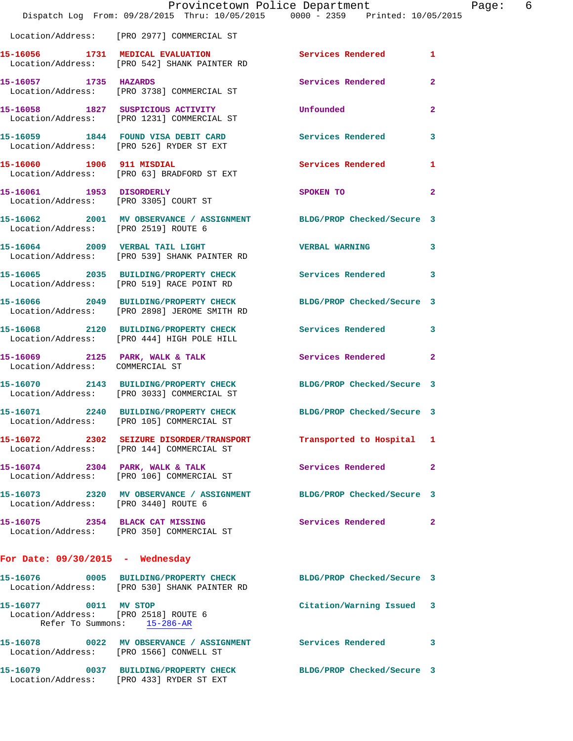Location/Address: [PRO 2977] COMMERCIAL ST

**15-16056 1731 MEDICAL EVALUATION** Services Rendered 1
Location/Address: [PRO 542] SHANK PAINTER RD

**15-16057 1735 HAZARDS** Services Rendered 2
Location/Address: [PRO 3738] COMMERCIAL ST

**15-16058 1827 SUSPICIOUS ACTIVITY** Unfounded 2
Location/Address: [PRO 1231] COMMERCIAL ST

**15-16059 1844 FOUND VISA DEBIT CARD** Services Rendered 3
Location/Address: [PRO 526] RYDER ST EXT

**15-16060 1906 911 MISDIAL** Services Rendered 1
Location/Address: [PRO 63] BRADFORD ST EXT

**15-16061 1953 DISORDERLY** SPOKEN TO 2
Location/Address: [PRO 3305] COURT ST

**15-16062 2001 MV OBSERVANCE / ASSIGNMENT** BLDG/PROP Checked/Secure 3
Location/Address: [PRO 2519] ROUTE 6

**15-16064 2009 VERBAL TAIL LIGHT** VERBAL WARNING 3
Location/Address: [PRO 539] SHANK PAINTER RD

**15-16065 2035 BUILDING/PROPERTY CHECK** Services Rendered 3
Location/Address: [PRO 519] RACE POINT RD

**15-16066 2049 BUILDING/PROPERTY CHECK** BLDG/PROP Checked/Secure 3
Location/Address: [PRO 2898] JEROME SMITH RD

**15-16068 2120 BUILDING/PROPERTY CHECK** Services Rendered 3
Location/Address: [PRO 444] HIGH POLE HILL

**15-16069 2125 PARK, WALK & TALK** Services Rendered 2
Location/Address: COMMERCIAL ST

**15-16070 2143 BUILDING/PROPERTY CHECK** BLDG/PROP Checked/Secure 3
Location/Address: [PRO 3033] COMMERCIAL ST

**15-16071 2240 BUILDING/PROPERTY CHECK** BLDG/PROP Checked/Secure 3
Location/Address: [PRO 105] COMMERCIAL ST

**15-16072 2302 SEIZURE DISORDER/TRANSPORT** Transported to Hospital 1
Location/Address: [PRO 144] COMMERCIAL ST

**15-16074 2304 PARK, WALK & TALK** Services Rendered 2
Location/Address: [PRO 106] COMMERCIAL ST

**15-16073 2320 MV OBSERVANCE / ASSIGNMENT** BLDG/PROP Checked/Secure 3
Location/Address: [PRO 3440] ROUTE 6

**15-16075 2354 BLACK CAT MISSING** Services Rendered 2
Location/Address: [PRO 350] COMMERCIAL ST

## For Date: 09/30/2015 - Wednesday

**15-16076 0005 BUILDING/PROPERTY CHECK** BLDG/PROP Checked/Secure 3
Location/Address: [PRO 530] SHANK PAINTER RD

**15-16077 0011 MV STOP** Citation/Warning Issued 3
Location/Address: [PRO 2518] ROUTE 6
Refer To Summons: 15-286-AR

**15-16078 0022 MV OBSERVANCE / ASSIGNMENT** Services Rendered 3
Location/Address: [PRO 1566] CONWELL ST

**15-16079 0037 BUILDING/PROPERTY CHECK** BLDG/PROP Checked/Secure 3
Location/Address: [PRO 433] RYDER ST EXT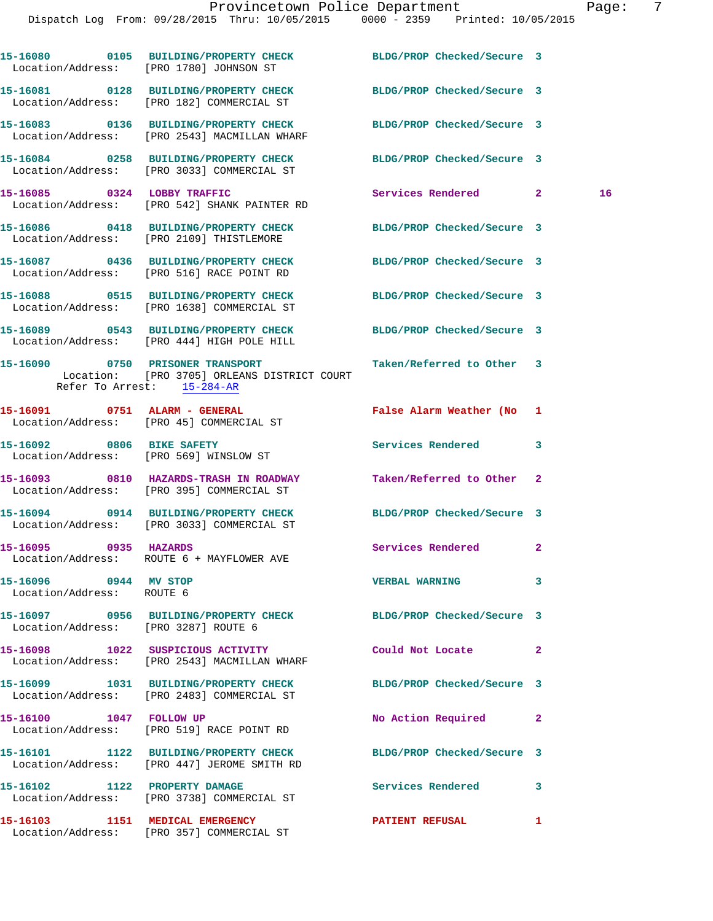15-16080 0105 BUILDING/PROPERTY CHECK BLDG/PROP Checked/Secure 3
Location/Address: [PRO 1780] JOHNSON ST

15-16081 0128 BUILDING/PROPERTY CHECK BLDG/PROP Checked/Secure 3
Location/Address: [PRO 182] COMMERCIAL ST

15-16083 0136 BUILDING/PROPERTY CHECK BLDG/PROP Checked/Secure 3
Location/Address: [PRO 2543] MACMILLAN WHARF

15-16084 0258 BUILDING/PROPERTY CHECK BLDG/PROP Checked/Secure 3
Location/Address: [PRO 3033] COMMERCIAL ST

15-16085 0324 LOBBY TRAFFIC Services Rendered 2 16
Location/Address: [PRO 542] SHANK PAINTER RD

15-16086 0418 BUILDING/PROPERTY CHECK BLDG/PROP Checked/Secure 3
Location/Address: [PRO 2109] THISTLEMORE

15-16087 0436 BUILDING/PROPERTY CHECK BLDG/PROP Checked/Secure 3
Location/Address: [PRO 516] RACE POINT RD

15-16088 0515 BUILDING/PROPERTY CHECK BLDG/PROP Checked/Secure 3
Location/Address: [PRO 1638] COMMERCIAL ST

15-16089 0543 BUILDING/PROPERTY CHECK BLDG/PROP Checked/Secure 3
Location/Address: [PRO 444] HIGH POLE HILL

15-16090 0750 PRISONER TRANSPORT Taken/Referred to Other 3
Location: [PRO 3705] ORLEANS DISTRICT COURT
Refer To Arrest: 15-284-AR

15-16091 0751 ALARM - GENERAL False Alarm Weather (No 1
Location/Address: [PRO 45] COMMERCIAL ST

15-16092 0806 BIKE SAFETY Services Rendered 3
Location/Address: [PRO 569] WINSLOW ST

15-16093 0810 HAZARDS-TRASH IN ROADWAY Taken/Referred to Other 2
Location/Address: [PRO 395] COMMERCIAL ST

15-16094 0914 BUILDING/PROPERTY CHECK BLDG/PROP Checked/Secure 3
Location/Address: [PRO 3033] COMMERCIAL ST

15-16095 0935 HAZARDS Services Rendered 2
Location/Address: ROUTE 6 + MAYFLOWER AVE

15-16096 0944 MV STOP VERBAL WARNING 3
Location/Address: ROUTE 6

15-16097 0956 BUILDING/PROPERTY CHECK BLDG/PROP Checked/Secure 3
Location/Address: [PRO 3287] ROUTE 6

15-16098 1022 SUSPICIOUS ACTIVITY Could Not Locate 2
Location/Address: [PRO 2543] MACMILLAN WHARF

15-16099 1031 BUILDING/PROPERTY CHECK BLDG/PROP Checked/Secure 3
Location/Address: [PRO 2483] COMMERCIAL ST

15-16100 1047 FOLLOW UP No Action Required 2
Location/Address: [PRO 519] RACE POINT RD

15-16101 1122 BUILDING/PROPERTY CHECK BLDG/PROP Checked/Secure 3
Location/Address: [PRO 447] JEROME SMITH RD

15-16102 1122 PROPERTY DAMAGE Services Rendered 3
Location/Address: [PRO 3738] COMMERCIAL ST

15-16103 1151 MEDICAL EMERGENCY PATIENT REFUSAL 1
Location/Address: [PRO 357] COMMERCIAL ST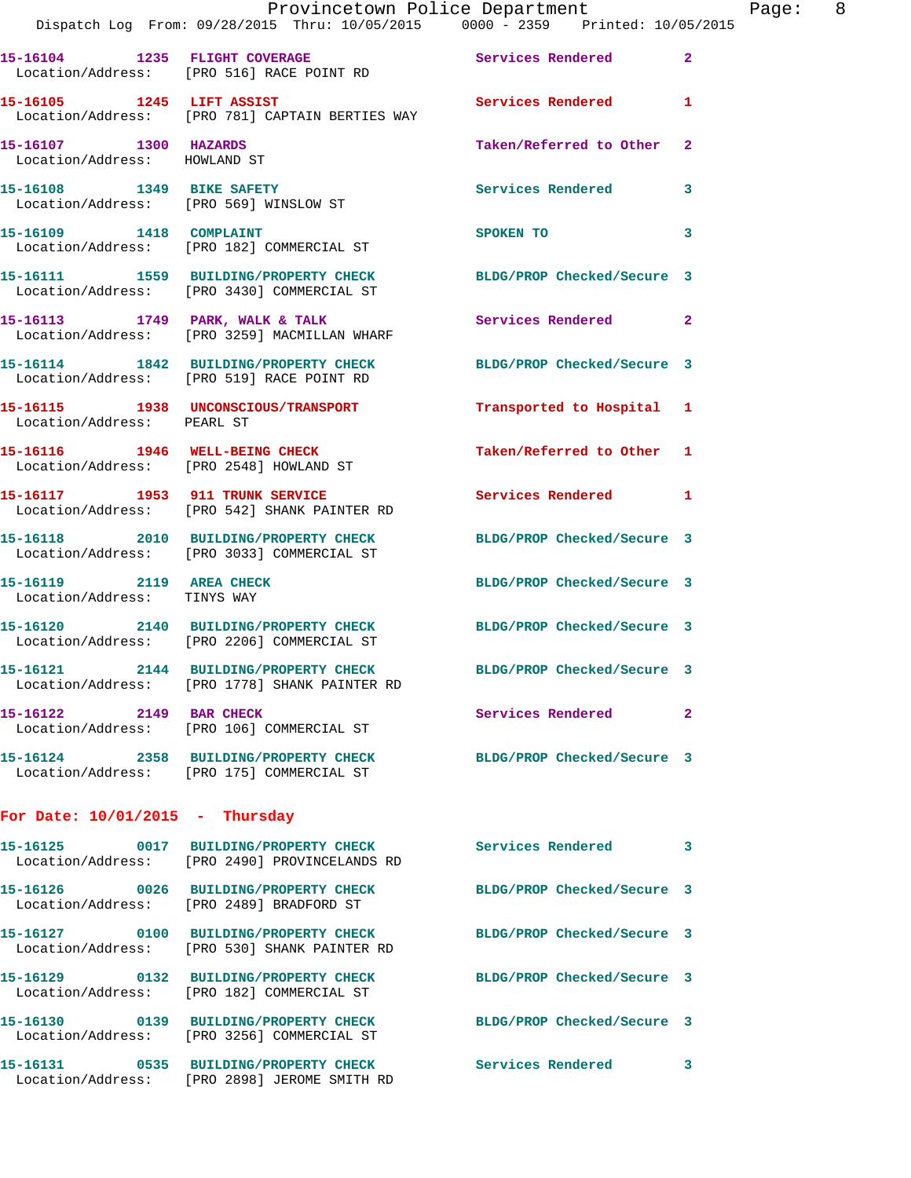15-16104 1235 FLIGHT COVERAGE Services Rendered 2
Location/Address: [PRO 516] RACE POINT RD

15-16105 1245 LIFT ASSIST Services Rendered 1
Location/Address: [PRO 781] CAPTAIN BERTIES WAY

15-16107 1300 HAZARDS Taken/Referred to Other 2
Location/Address: HOWLAND ST

15-16108 1349 BIKE SAFETY Services Rendered 3
Location/Address: [PRO 569] WINSLOW ST

15-16109 1418 COMPLAINT SPOKEN TO 3
Location/Address: [PRO 182] COMMERCIAL ST

15-16111 1559 BUILDING/PROPERTY CHECK BLDG/PROP Checked/Secure 3
Location/Address: [PRO 3430] COMMERCIAL ST

15-16113 1749 PARK, WALK & TALK Services Rendered 2
Location/Address: [PRO 3259] MACMILLAN WHARF

15-16114 1842 BUILDING/PROPERTY CHECK BLDG/PROP Checked/Secure 3
Location/Address: [PRO 519] RACE POINT RD

15-16115 1938 UNCONSCIOUS/TRANSPORT Transported to Hospital 1
Location/Address: PEARL ST

15-16116 1946 WELL-BEING CHECK Taken/Referred to Other 1
Location/Address: [PRO 2548] HOWLAND ST

15-16117 1953 911 TRUNK SERVICE Services Rendered 1
Location/Address: [PRO 542] SHANK PAINTER RD

15-16118 2010 BUILDING/PROPERTY CHECK BLDG/PROP Checked/Secure 3
Location/Address: [PRO 3033] COMMERCIAL ST

15-16119 2119 AREA CHECK BLDG/PROP Checked/Secure 3
Location/Address: TINYS WAY

15-16120 2140 BUILDING/PROPERTY CHECK BLDG/PROP Checked/Secure 3
Location/Address: [PRO 2206] COMMERCIAL ST

15-16121 2144 BUILDING/PROPERTY CHECK BLDG/PROP Checked/Secure 3
Location/Address: [PRO 1778] SHANK PAINTER RD

15-16122 2149 BAR CHECK Services Rendered 2
Location/Address: [PRO 106] COMMERCIAL ST

15-16124 2358 BUILDING/PROPERTY CHECK BLDG/PROP Checked/Secure 3
Location/Address: [PRO 175] COMMERCIAL ST

**For Date: 10/01/2015 - Thursday**

15-16125 0017 BUILDING/PROPERTY CHECK Services Rendered 3
Location/Address: [PRO 2490] PROVINCELANDS RD

15-16126 0026 BUILDING/PROPERTY CHECK BLDG/PROP Checked/Secure 3
Location/Address: [PRO 2489] BRADFORD ST

15-16127 0100 BUILDING/PROPERTY CHECK BLDG/PROP Checked/Secure 3
Location/Address: [PRO 530] SHANK PAINTER RD

15-16129 0132 BUILDING/PROPERTY CHECK BLDG/PROP Checked/Secure 3
Location/Address: [PRO 182] COMMERCIAL ST

15-16130 0139 BUILDING/PROPERTY CHECK BLDG/PROP Checked/Secure 3
Location/Address: [PRO 3256] COMMERCIAL ST

15-16131 0535 BUILDING/PROPERTY CHECK Services Rendered 3
Location/Address: [PRO 2898] JEROME SMITH RD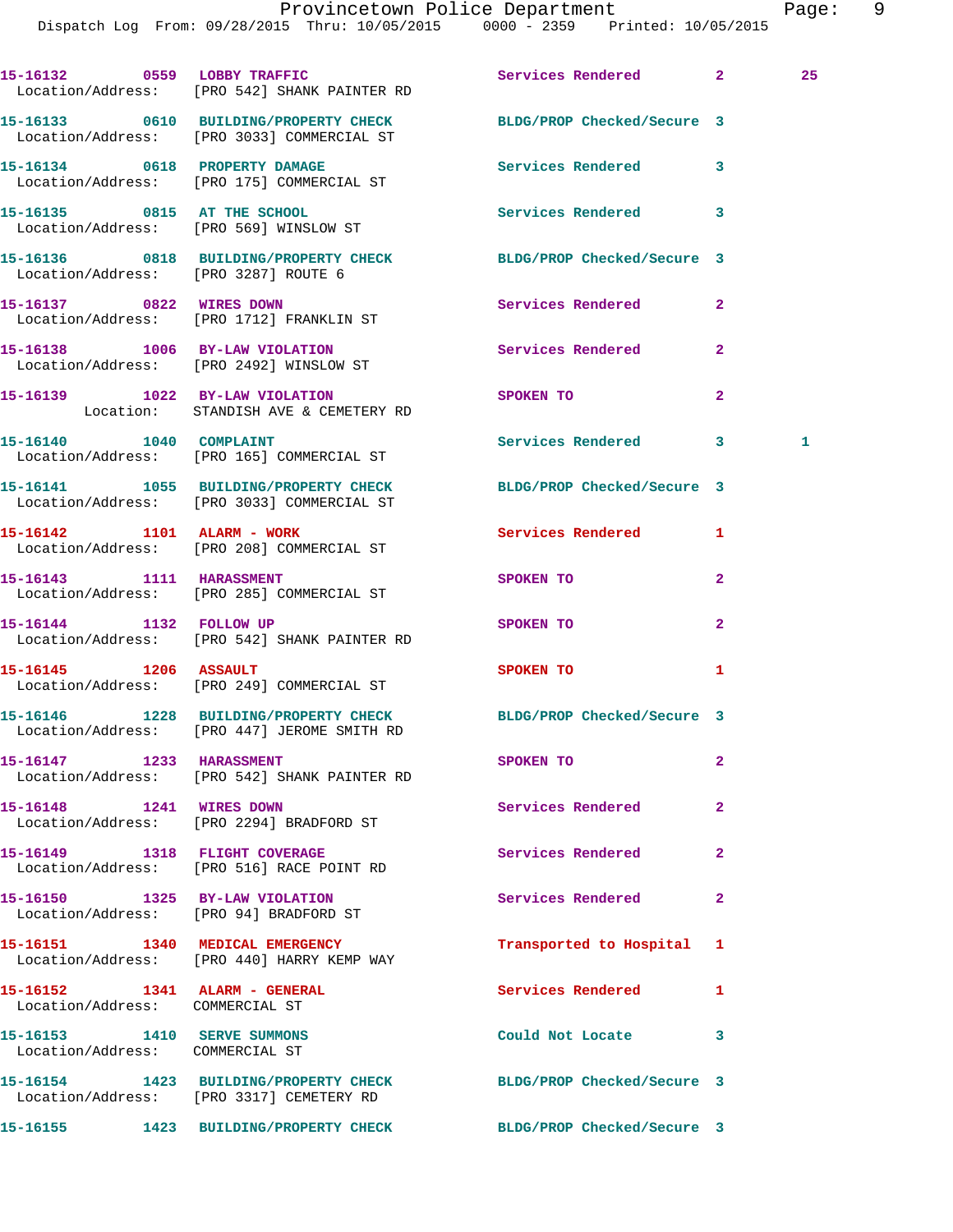15-16132 0559 LOBBY TRAFFIC Services Rendered 2 25
Location/Address: [PRO 542] SHANK PAINTER RD

15-16133 0610 BUILDING/PROPERTY CHECK BLDG/PROP Checked/Secure 3
Location/Address: [PRO 3033] COMMERCIAL ST

15-16134 0618 PROPERTY DAMAGE Services Rendered 3
Location/Address: [PRO 175] COMMERCIAL ST

15-16135 0815 AT THE SCHOOL Services Rendered 3
Location/Address: [PRO 569] WINSLOW ST

15-16136 0818 BUILDING/PROPERTY CHECK BLDG/PROP Checked/Secure 3
Location/Address: [PRO 3287] ROUTE 6

15-16137 0822 WIRES DOWN Services Rendered 2
Location/Address: [PRO 1712] FRANKLIN ST

15-16138 1006 BY-LAW VIOLATION Services Rendered 2
Location/Address: [PRO 2492] WINSLOW ST

15-16139 1022 BY-LAW VIOLATION SPOKEN TO 2
Location: STANDISH AVE & CEMETERY RD

15-16140 1040 COMPLAINT Services Rendered 3 1
Location/Address: [PRO 165] COMMERCIAL ST

15-16141 1055 BUILDING/PROPERTY CHECK BLDG/PROP Checked/Secure 3
Location/Address: [PRO 3033] COMMERCIAL ST

15-16142 1101 ALARM - WORK Services Rendered 1
Location/Address: [PRO 208] COMMERCIAL ST

15-16143 1111 HARASSMENT SPOKEN TO 2
Location/Address: [PRO 285] COMMERCIAL ST

15-16144 1132 FOLLOW UP SPOKEN TO 2
Location/Address: [PRO 542] SHANK PAINTER RD

15-16145 1206 ASSAULT SPOKEN TO 1
Location/Address: [PRO 249] COMMERCIAL ST

15-16146 1228 BUILDING/PROPERTY CHECK BLDG/PROP Checked/Secure 3
Location/Address: [PRO 447] JEROME SMITH RD

15-16147 1233 HARASSMENT SPOKEN TO 2
Location/Address: [PRO 542] SHANK PAINTER RD

15-16148 1241 WIRES DOWN Services Rendered 2
Location/Address: [PRO 2294] BRADFORD ST

15-16149 1318 FLIGHT COVERAGE Services Rendered 2
Location/Address: [PRO 516] RACE POINT RD

15-16150 1325 BY-LAW VIOLATION Services Rendered 2
Location/Address: [PRO 94] BRADFORD ST

15-16151 1340 MEDICAL EMERGENCY Transported to Hospital 1
Location/Address: [PRO 440] HARRY KEMP WAY

15-16152 1341 ALARM - GENERAL Services Rendered 1
Location/Address: COMMERCIAL ST

15-16153 1410 SERVE SUMMONS Could Not Locate 3
Location/Address: COMMERCIAL ST

15-16154 1423 BUILDING/PROPERTY CHECK BLDG/PROP Checked/Secure 3
Location/Address: [PRO 3317] CEMETERY RD

15-16155 1423 BUILDING/PROPERTY CHECK BLDG/PROP Checked/Secure 3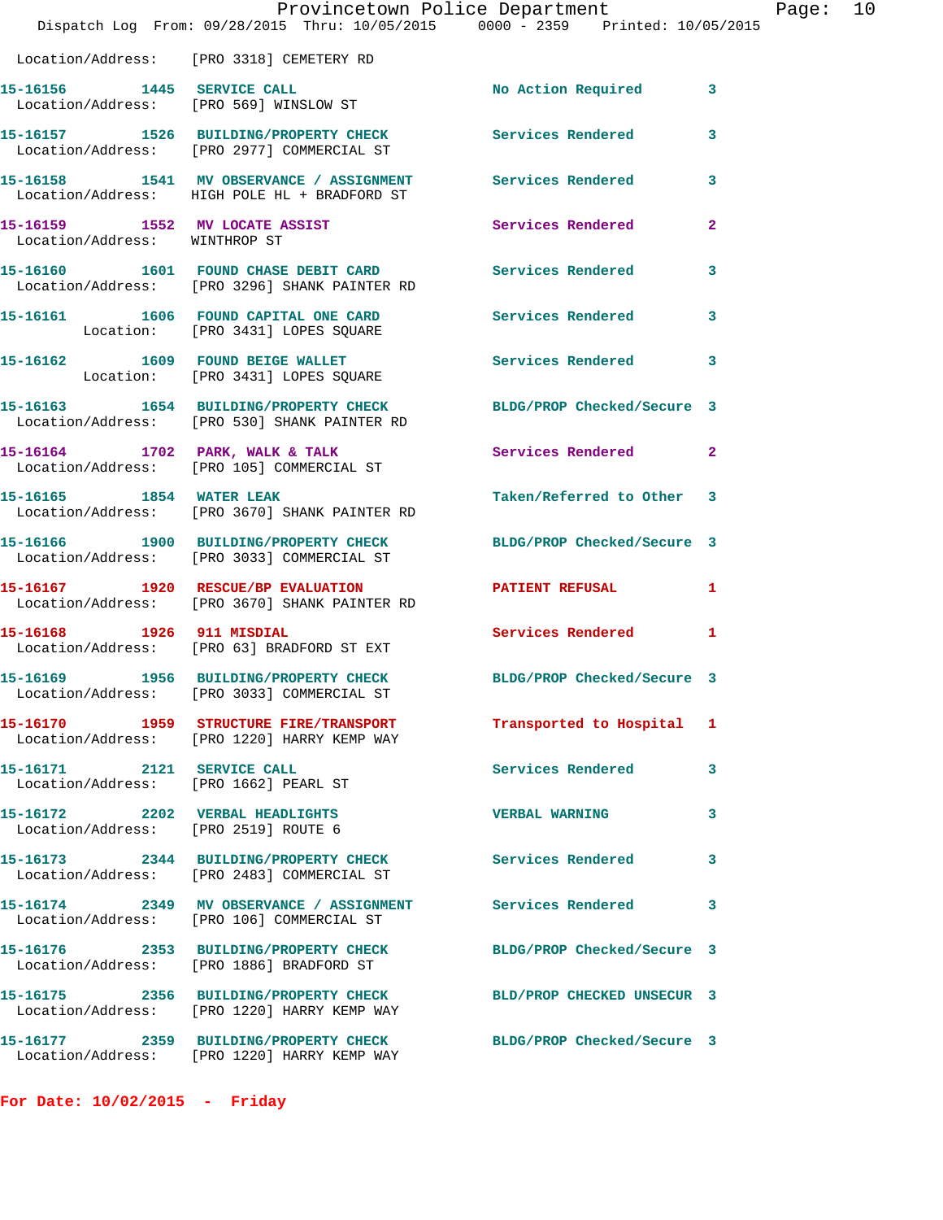Location/Address: [PRO 3318] CEMETERY RD

| Call # | Time | Call Type | Action | Priority |
|---|---|---|---|---|
| 15-16156 | 1445 | SERVICE CALL | No Action Required | 3 |
| | | Location/Address: [PRO 569] WINSLOW ST | | |
| 15-16157 | 1526 | BUILDING/PROPERTY CHECK | Services Rendered | 3 |
| | | Location/Address: [PRO 2977] COMMERCIAL ST | | |
| 15-16158 | 1541 | MV OBSERVANCE / ASSIGNMENT | Services Rendered | 3 |
| | | Location/Address: HIGH POLE HL + BRADFORD ST | | |
| 15-16159 | 1552 | MV LOCATE ASSIST | Services Rendered | 2 |
| | | Location/Address: WINTHROP ST | | |
| 15-16160 | 1601 | FOUND CHASE DEBIT CARD | Services Rendered | 3 |
| | | Location/Address: [PRO 3296] SHANK PAINTER RD | | |
| 15-16161 | 1606 | FOUND CAPITAL ONE CARD | Services Rendered | 3 |
| | | Location: [PRO 3431] LOPES SQUARE | | |
| 15-16162 | 1609 | FOUND BEIGE WALLET | Services Rendered | 3 |
| | | Location: [PRO 3431] LOPES SQUARE | | |
| 15-16163 | 1654 | BUILDING/PROPERTY CHECK | BLDG/PROP Checked/Secure | 3 |
| | | Location/Address: [PRO 530] SHANK PAINTER RD | | |
| 15-16164 | 1702 | PARK, WALK & TALK | Services Rendered | 2 |
| | | Location/Address: [PRO 105] COMMERCIAL ST | | |
| 15-16165 | 1854 | WATER LEAK | Taken/Referred to Other | 3 |
| | | Location/Address: [PRO 3670] SHANK PAINTER RD | | |
| 15-16166 | 1900 | BUILDING/PROPERTY CHECK | BLDG/PROP Checked/Secure | 3 |
| | | Location/Address: [PRO 3033] COMMERCIAL ST | | |
| 15-16167 | 1920 | RESCUE/BP EVALUATION | PATIENT REFUSAL | 1 |
| | | Location/Address: [PRO 3670] SHANK PAINTER RD | | |
| 15-16168 | 1926 | 911 MISDIAL | Services Rendered | 1 |
| | | Location/Address: [PRO 63] BRADFORD ST EXT | | |
| 15-16169 | 1956 | BUILDING/PROPERTY CHECK | BLDG/PROP Checked/Secure | 3 |
| | | Location/Address: [PRO 3033] COMMERCIAL ST | | |
| 15-16170 | 1959 | STRUCTURE FIRE/TRANSPORT | Transported to Hospital | 1 |
| | | Location/Address: [PRO 1220] HARRY KEMP WAY | | |
| 15-16171 | 2121 | SERVICE CALL | Services Rendered | 3 |
| | | Location/Address: [PRO 1662] PEARL ST | | |
| 15-16172 | 2202 | VERBAL HEADLIGHTS | VERBAL WARNING | 3 |
| | | Location/Address: [PRO 2519] ROUTE 6 | | |
| 15-16173 | 2344 | BUILDING/PROPERTY CHECK | Services Rendered | 3 |
| | | Location/Address: [PRO 2483] COMMERCIAL ST | | |
| 15-16174 | 2349 | MV OBSERVANCE / ASSIGNMENT | Services Rendered | 3 |
| | | Location/Address: [PRO 106] COMMERCIAL ST | | |
| 15-16176 | 2353 | BUILDING/PROPERTY CHECK | BLDG/PROP Checked/Secure | 3 |
| | | Location/Address: [PRO 1886] BRADFORD ST | | |
| 15-16175 | 2356 | BUILDING/PROPERTY CHECK | BLD/PROP CHECKED UNSECUR | 3 |
| | | Location/Address: [PRO 1220] HARRY KEMP WAY | | |
| 15-16177 | 2359 | BUILDING/PROPERTY CHECK | BLDG/PROP Checked/Secure | 3 |
| | | Location/Address: [PRO 1220] HARRY KEMP WAY | | |

**For Date: 10/02/2015 - Friday**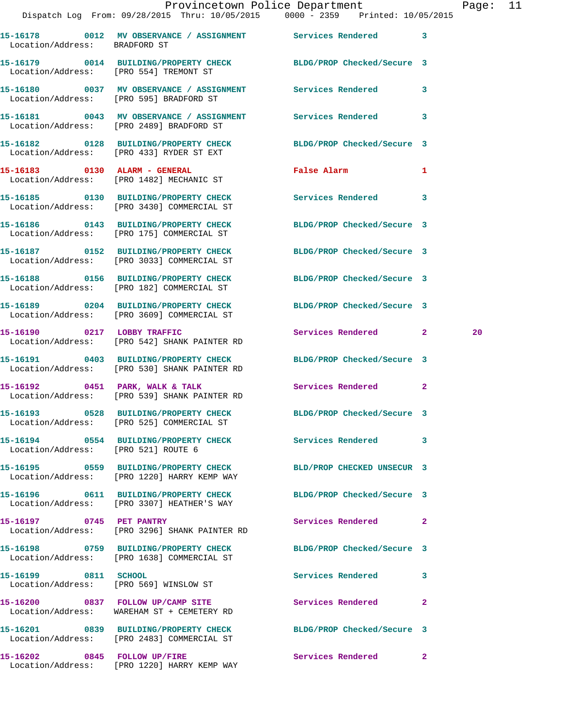Dispatch Log From: 09/28/2015 Thru: 10/05/2015 0000 - 2359 Printed: 10/05/2015

| Call # | Time | Call Reason | Action | Priority | |
|---|---|---|---|---|---|
| 15-16178 | 0012 | MV OBSERVANCE / ASSIGNMENT | Services Rendered | 3 | |
| Location/Address: | | BRADFORD ST | | | |
| 15-16179 | 0014 | BUILDING/PROPERTY CHECK | BLDG/PROP Checked/Secure | 3 | |
| Location/Address: | | [PRO 554] TREMONT ST | | | |
| 15-16180 | 0037 | MV OBSERVANCE / ASSIGNMENT | Services Rendered | 3 | |
| Location/Address: | | [PRO 595] BRADFORD ST | | | |
| 15-16181 | 0043 | MV OBSERVANCE / ASSIGNMENT | Services Rendered | 3 | |
| Location/Address: | | [PRO 2489] BRADFORD ST | | | |
| 15-16182 | 0128 | BUILDING/PROPERTY CHECK | BLDG/PROP Checked/Secure | 3 | |
| Location/Address: | | [PRO 433] RYDER ST EXT | | | |
| 15-16183 | 0130 | ALARM - GENERAL | False Alarm | 1 | |
| Location/Address: | | [PRO 1482] MECHANIC ST | | | |
| 15-16185 | 0130 | BUILDING/PROPERTY CHECK | Services Rendered | 3 | |
| Location/Address: | | [PRO 3430] COMMERCIAL ST | | | |
| 15-16186 | 0143 | BUILDING/PROPERTY CHECK | BLDG/PROP Checked/Secure | 3 | |
| Location/Address: | | [PRO 175] COMMERCIAL ST | | | |
| 15-16187 | 0152 | BUILDING/PROPERTY CHECK | BLDG/PROP Checked/Secure | 3 | |
| Location/Address: | | [PRO 3033] COMMERCIAL ST | | | |
| 15-16188 | 0156 | BUILDING/PROPERTY CHECK | BLDG/PROP Checked/Secure | 3 | |
| Location/Address: | | [PRO 182] COMMERCIAL ST | | | |
| 15-16189 | 0204 | BUILDING/PROPERTY CHECK | BLDG/PROP Checked/Secure | 3 | |
| Location/Address: | | [PRO 3609] COMMERCIAL ST | | | |
| 15-16190 | 0217 | LOBBY TRAFFIC | Services Rendered | 2 | 20 |
| Location/Address: | | [PRO 542] SHANK PAINTER RD | | | |
| 15-16191 | 0403 | BUILDING/PROPERTY CHECK | BLDG/PROP Checked/Secure | 3 | |
| Location/Address: | | [PRO 530] SHANK PAINTER RD | | | |
| 15-16192 | 0451 | PARK, WALK & TALK | Services Rendered | 2 | |
| Location/Address: | | [PRO 539] SHANK PAINTER RD | | | |
| 15-16193 | 0528 | BUILDING/PROPERTY CHECK | BLDG/PROP Checked/Secure | 3 | |
| Location/Address: | | [PRO 525] COMMERCIAL ST | | | |
| 15-16194 | 0554 | BUILDING/PROPERTY CHECK | Services Rendered | 3 | |
| Location/Address: | | [PRO 521] ROUTE 6 | | | |
| 15-16195 | 0559 | BUILDING/PROPERTY CHECK | BLD/PROP CHECKED UNSECUR | 3 | |
| Location/Address: | | [PRO 1220] HARRY KEMP WAY | | | |
| 15-16196 | 0611 | BUILDING/PROPERTY CHECK | BLDG/PROP Checked/Secure | 3 | |
| Location/Address: | | [PRO 3307] HEATHER'S WAY | | | |
| 15-16197 | 0745 | PET PANTRY | Services Rendered | 2 | |
| Location/Address: | | [PRO 3296] SHANK PAINTER RD | | | |
| 15-16198 | 0759 | BUILDING/PROPERTY CHECK | BLDG/PROP Checked/Secure | 3 | |
| Location/Address: | | [PRO 1638] COMMERCIAL ST | | | |
| 15-16199 | 0811 | SCHOOL | Services Rendered | 3 | |
| Location/Address: | | [PRO 569] WINSLOW ST | | | |
| 15-16200 | 0837 | FOLLOW UP/CAMP SITE | Services Rendered | 2 | |
| Location/Address: | | WAREHAM ST + CEMETERY RD | | | |
| 15-16201 | 0839 | BUILDING/PROPERTY CHECK | BLDG/PROP Checked/Secure | 3 | |
| Location/Address: | | [PRO 2483] COMMERCIAL ST | | | |
| 15-16202 | 0845 | FOLLOW UP/FIRE | Services Rendered | 2 | |
| Location/Address: | | [PRO 1220] HARRY KEMP WAY | | | |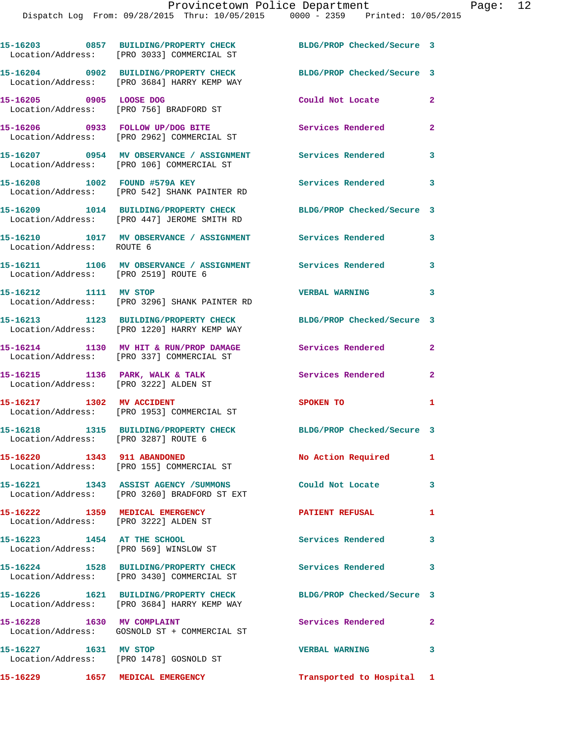15-16203 0857 BUILDING/PROPERTY CHECK BLDG/PROP Checked/Secure 3
Location/Address: [PRO 3033] COMMERCIAL ST

15-16204 0902 BUILDING/PROPERTY CHECK BLDG/PROP Checked/Secure 3
Location/Address: [PRO 3684] HARRY KEMP WAY

15-16205 0905 LOOSE DOG Could Not Locate 2
Location/Address: [PRO 756] BRADFORD ST

15-16206 0933 FOLLOW UP/DOG BITE Services Rendered 2
Location/Address: [PRO 2962] COMMERCIAL ST

15-16207 0954 MV OBSERVANCE / ASSIGNMENT Services Rendered 3
Location/Address: [PRO 106] COMMERCIAL ST

15-16208 1002 FOUND #579A KEY Services Rendered 3
Location/Address: [PRO 542] SHANK PAINTER RD

15-16209 1014 BUILDING/PROPERTY CHECK BLDG/PROP Checked/Secure 3
Location/Address: [PRO 447] JEROME SMITH RD

15-16210 1017 MV OBSERVANCE / ASSIGNMENT Services Rendered 3
Location/Address: ROUTE 6

15-16211 1106 MV OBSERVANCE / ASSIGNMENT Services Rendered 3
Location/Address: [PRO 2519] ROUTE 6

15-16212 1111 MV STOP VERBAL WARNING 3
Location/Address: [PRO 3296] SHANK PAINTER RD

15-16213 1123 BUILDING/PROPERTY CHECK BLDG/PROP Checked/Secure 3
Location/Address: [PRO 1220] HARRY KEMP WAY

15-16214 1130 MV HIT & RUN/PROP DAMAGE Services Rendered 2
Location/Address: [PRO 337] COMMERCIAL ST

15-16215 1136 PARK, WALK & TALK Services Rendered 2
Location/Address: [PRO 3222] ALDEN ST

15-16217 1302 MV ACCIDENT SPOKEN TO 1
Location/Address: [PRO 1953] COMMERCIAL ST

15-16218 1315 BUILDING/PROPERTY CHECK BLDG/PROP Checked/Secure 3
Location/Address: [PRO 3287] ROUTE 6

15-16220 1343 911 ABANDONED No Action Required 1
Location/Address: [PRO 155] COMMERCIAL ST

15-16221 1343 ASSIST AGENCY /SUMMONS Could Not Locate 3
Location/Address: [PRO 3260] BRADFORD ST EXT

15-16222 1359 MEDICAL EMERGENCY PATIENT REFUSAL 1
Location/Address: [PRO 3222] ALDEN ST

15-16223 1454 AT THE SCHOOL Services Rendered 3
Location/Address: [PRO 569] WINSLOW ST

15-16224 1528 BUILDING/PROPERTY CHECK Services Rendered 3
Location/Address: [PRO 3430] COMMERCIAL ST

15-16226 1621 BUILDING/PROPERTY CHECK BLDG/PROP Checked/Secure 3
Location/Address: [PRO 3684] HARRY KEMP WAY

15-16228 1630 MV COMPLAINT Services Rendered 2
Location/Address: GOSNOLD ST + COMMERCIAL ST

15-16227 1631 MV STOP VERBAL WARNING 3
Location/Address: [PRO 1478] GOSNOLD ST

15-16229 1657 MEDICAL EMERGENCY Transported to Hospital 1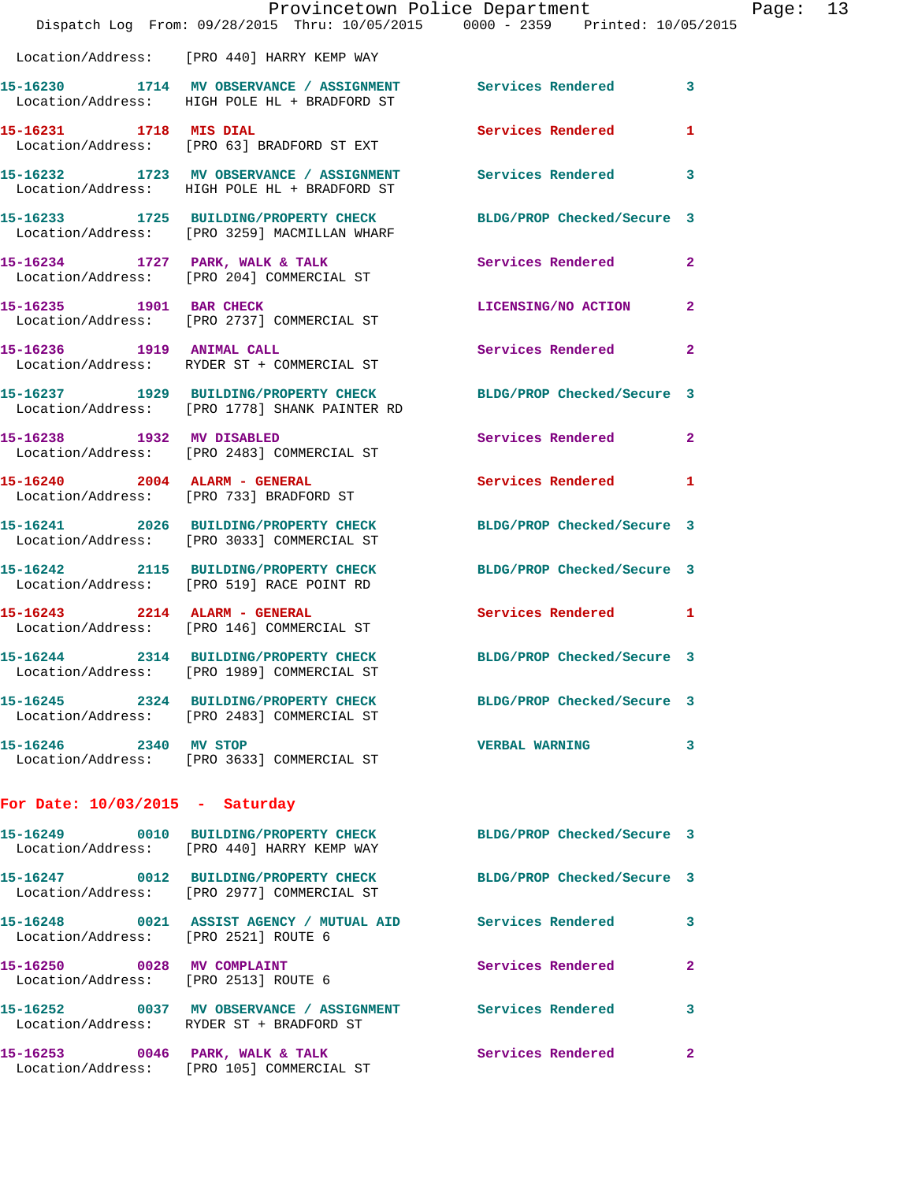Location/Address: [PRO 440] HARRY KEMP WAY

**15-16230** 1714 **MV OBSERVANCE / ASSIGNMENT** Services Rendered 3
Location/Address: HIGH POLE HL + BRADFORD ST

**15-16231** 1718 **MIS DIAL** Services Rendered 1
Location/Address: [PRO 63] BRADFORD ST EXT

**15-16232** 1723 **MV OBSERVANCE / ASSIGNMENT** Services Rendered 3
Location/Address: HIGH POLE HL + BRADFORD ST

**15-16233** 1725 **BUILDING/PROPERTY CHECK** BLDG/PROP Checked/Secure 3
Location/Address: [PRO 3259] MACMILLAN WHARF

**15-16234** 1727 **PARK, WALK & TALK** Services Rendered 2
Location/Address: [PRO 204] COMMERCIAL ST

**15-16235** 1901 **BAR CHECK** LICENSING/NO ACTION 2
Location/Address: [PRO 2737] COMMERCIAL ST

**15-16236** 1919 **ANIMAL CALL** Services Rendered 2
Location/Address: RYDER ST + COMMERCIAL ST

**15-16237** 1929 **BUILDING/PROPERTY CHECK** BLDG/PROP Checked/Secure 3
Location/Address: [PRO 1778] SHANK PAINTER RD

**15-16238** 1932 **MV DISABLED** Services Rendered 2
Location/Address: [PRO 2483] COMMERCIAL ST

**15-16240** 2004 **ALARM - GENERAL** Services Rendered 1
Location/Address: [PRO 733] BRADFORD ST

**15-16241** 2026 **BUILDING/PROPERTY CHECK** BLDG/PROP Checked/Secure 3
Location/Address: [PRO 3033] COMMERCIAL ST

**15-16242** 2115 **BUILDING/PROPERTY CHECK** BLDG/PROP Checked/Secure 3
Location/Address: [PRO 519] RACE POINT RD

**15-16243** 2214 **ALARM - GENERAL** Services Rendered 1
Location/Address: [PRO 146] COMMERCIAL ST

**15-16244** 2314 **BUILDING/PROPERTY CHECK** BLDG/PROP Checked/Secure 3
Location/Address: [PRO 1989] COMMERCIAL ST

**15-16245** 2324 **BUILDING/PROPERTY CHECK** BLDG/PROP Checked/Secure 3
Location/Address: [PRO 2483] COMMERCIAL ST

**15-16246** 2340 **MV STOP** VERBAL WARNING 3
Location/Address: [PRO 3633] COMMERCIAL ST

## For Date: 10/03/2015 - Saturday

**15-16249** 0010 **BUILDING/PROPERTY CHECK** BLDG/PROP Checked/Secure 3
Location/Address: [PRO 440] HARRY KEMP WAY

**15-16247** 0012 **BUILDING/PROPERTY CHECK** BLDG/PROP Checked/Secure 3
Location/Address: [PRO 2977] COMMERCIAL ST

**15-16248** 0021 **ASSIST AGENCY / MUTUAL AID** Services Rendered 3
Location/Address: [PRO 2521] ROUTE 6

**15-16250** 0028 **MV COMPLAINT** Services Rendered 2
Location/Address: [PRO 2513] ROUTE 6

**15-16252** 0037 **MV OBSERVANCE / ASSIGNMENT** Services Rendered 3
Location/Address: RYDER ST + BRADFORD ST

**15-16253** 0046 **PARK, WALK & TALK** Services Rendered 2
Location/Address: [PRO 105] COMMERCIAL ST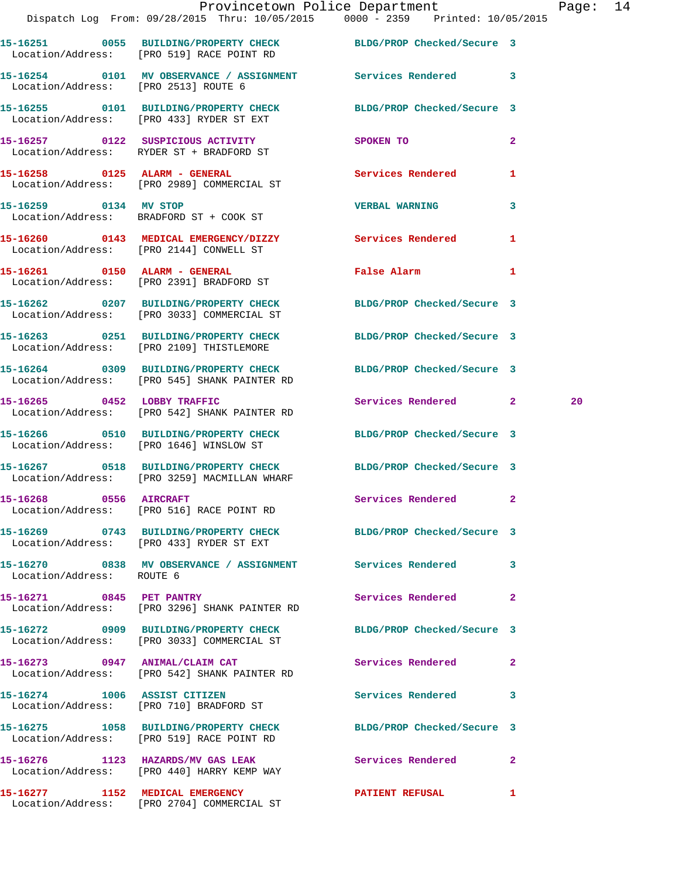15-16251 0055 BUILDING/PROPERTY CHECK BLDG/PROP Checked/Secure 3
Location/Address: [PRO 519] RACE POINT RD

15-16254 0101 MV OBSERVANCE / ASSIGNMENT Services Rendered 3
Location/Address: [PRO 2513] ROUTE 6

15-16255 0101 BUILDING/PROPERTY CHECK BLDG/PROP Checked/Secure 3
Location/Address: [PRO 433] RYDER ST EXT

15-16257 0122 SUSPICIOUS ACTIVITY SPOKEN TO 2
Location/Address: RYDER ST + BRADFORD ST

15-16258 0125 ALARM - GENERAL Services Rendered 1
Location/Address: [PRO 2989] COMMERCIAL ST

15-16259 0134 MV STOP VERBAL WARNING 3
Location/Address: BRADFORD ST + COOK ST

15-16260 0143 MEDICAL EMERGENCY/DIZZY Services Rendered 1
Location/Address: [PRO 2144] CONWELL ST

15-16261 0150 ALARM - GENERAL False Alarm 1
Location/Address: [PRO 2391] BRADFORD ST

15-16262 0207 BUILDING/PROPERTY CHECK BLDG/PROP Checked/Secure 3
Location/Address: [PRO 3033] COMMERCIAL ST

15-16263 0251 BUILDING/PROPERTY CHECK BLDG/PROP Checked/Secure 3
Location/Address: [PRO 2109] THISTLEMORE

15-16264 0309 BUILDING/PROPERTY CHECK BLDG/PROP Checked/Secure 3
Location/Address: [PRO 545] SHANK PAINTER RD

15-16265 0452 LOBBY TRAFFIC Services Rendered 2 20
Location/Address: [PRO 542] SHANK PAINTER RD

15-16266 0510 BUILDING/PROPERTY CHECK BLDG/PROP Checked/Secure 3
Location/Address: [PRO 1646] WINSLOW ST

15-16267 0518 BUILDING/PROPERTY CHECK BLDG/PROP Checked/Secure 3
Location/Address: [PRO 3259] MACMILLAN WHARF

15-16268 0556 AIRCRAFT Services Rendered 2
Location/Address: [PRO 516] RACE POINT RD

15-16269 0743 BUILDING/PROPERTY CHECK BLDG/PROP Checked/Secure 3
Location/Address: [PRO 433] RYDER ST EXT

15-16270 0838 MV OBSERVANCE / ASSIGNMENT Services Rendered 3
Location/Address: ROUTE 6

15-16271 0845 PET PANTRY Services Rendered 2
Location/Address: [PRO 3296] SHANK PAINTER RD

15-16272 0909 BUILDING/PROPERTY CHECK BLDG/PROP Checked/Secure 3
Location/Address: [PRO 3033] COMMERCIAL ST

15-16273 0947 ANIMAL/CLAIM CAT Services Rendered 2
Location/Address: [PRO 542] SHANK PAINTER RD

15-16274 1006 ASSIST CITIZEN Services Rendered 3
Location/Address: [PRO 710] BRADFORD ST

15-16275 1058 BUILDING/PROPERTY CHECK BLDG/PROP Checked/Secure 3
Location/Address: [PRO 519] RACE POINT RD

15-16276 1123 HAZARDS/MV GAS LEAK Services Rendered 2
Location/Address: [PRO 440] HARRY KEMP WAY

15-16277 1152 MEDICAL EMERGENCY PATIENT REFUSAL 1
Location/Address: [PRO 2704] COMMERCIAL ST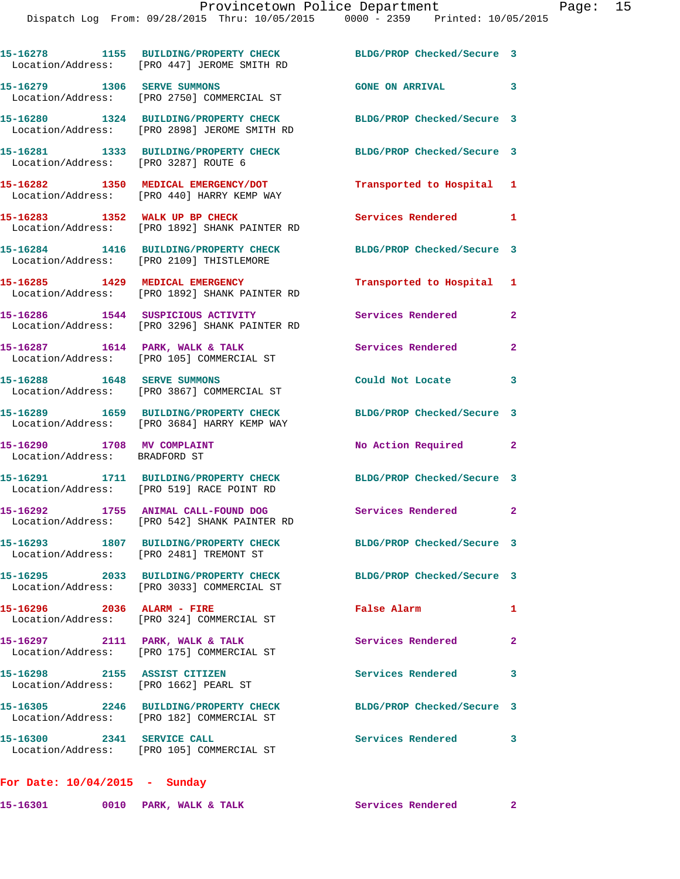15-16278 1155 BUILDING/PROPERTY CHECK BLDG/PROP Checked/Secure 3
Location/Address: [PRO 447] JEROME SMITH RD

15-16279 1306 SERVE SUMMONS GONE ON ARRIVAL 3
Location/Address: [PRO 2750] COMMERCIAL ST

15-16280 1324 BUILDING/PROPERTY CHECK BLDG/PROP Checked/Secure 3
Location/Address: [PRO 2898] JEROME SMITH RD

15-16281 1333 BUILDING/PROPERTY CHECK BLDG/PROP Checked/Secure 3
Location/Address: [PRO 3287] ROUTE 6

15-16282 1350 MEDICAL EMERGENCY/DOT Transported to Hospital 1
Location/Address: [PRO 440] HARRY KEMP WAY

15-16283 1352 WALK UP BP CHECK Services Rendered 1
Location/Address: [PRO 1892] SHANK PAINTER RD

15-16284 1416 BUILDING/PROPERTY CHECK BLDG/PROP Checked/Secure 3
Location/Address: [PRO 2109] THISTLEMORE

15-16285 1429 MEDICAL EMERGENCY Transported to Hospital 1
Location/Address: [PRO 1892] SHANK PAINTER RD

15-16286 1544 SUSPICIOUS ACTIVITY Services Rendered 2
Location/Address: [PRO 3296] SHANK PAINTER RD

15-16287 1614 PARK, WALK & TALK Services Rendered 2
Location/Address: [PRO 105] COMMERCIAL ST

15-16288 1648 SERVE SUMMONS Could Not Locate 3
Location/Address: [PRO 3867] COMMERCIAL ST

15-16289 1659 BUILDING/PROPERTY CHECK BLDG/PROP Checked/Secure 3
Location/Address: [PRO 3684] HARRY KEMP WAY

15-16290 1708 MV COMPLAINT No Action Required 2
Location/Address: BRADFORD ST

15-16291 1711 BUILDING/PROPERTY CHECK BLDG/PROP Checked/Secure 3
Location/Address: [PRO 519] RACE POINT RD

15-16292 1755 ANIMAL CALL-FOUND DOG Services Rendered 2
Location/Address: [PRO 542] SHANK PAINTER RD

15-16293 1807 BUILDING/PROPERTY CHECK BLDG/PROP Checked/Secure 3
Location/Address: [PRO 2481] TREMONT ST

15-16295 2033 BUILDING/PROPERTY CHECK BLDG/PROP Checked/Secure 3
Location/Address: [PRO 3033] COMMERCIAL ST

15-16296 2036 ALARM - FIRE False Alarm 1
Location/Address: [PRO 324] COMMERCIAL ST

15-16297 2111 PARK, WALK & TALK Services Rendered 2
Location/Address: [PRO 175] COMMERCIAL ST

15-16298 2155 ASSIST CITIZEN Services Rendered 3
Location/Address: [PRO 1662] PEARL ST

15-16305 2246 BUILDING/PROPERTY CHECK BLDG/PROP Checked/Secure 3
Location/Address: [PRO 182] COMMERCIAL ST

15-16300 2341 SERVICE CALL Services Rendered 3
Location/Address: [PRO 105] COMMERCIAL ST

**For Date: 10/04/2015 - Sunday**

15-16301 0010 PARK, WALK & TALK Services Rendered 2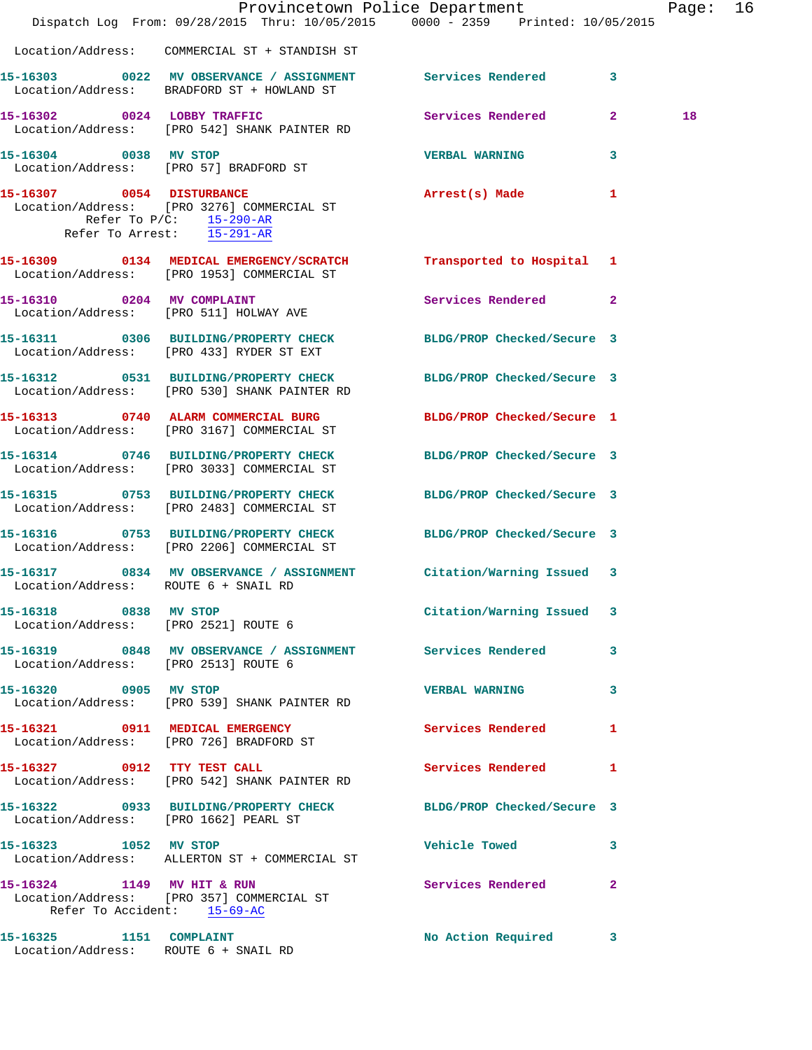Location/Address: COMMERCIAL ST + STANDISH ST

| Call # | Time | Call Reason | Action | Priority | |
|---|---|---|---|---|---|
| 15-16303 | 0022 | MV OBSERVANCE / ASSIGNMENT | Services Rendered | 3 | |
| | | Location/Address: BRADFORD ST + HOWLAND ST | | | |
| 15-16302 | 0024 | LOBBY TRAFFIC | Services Rendered | 2 | 18 |
| | | Location/Address: [PRO 542] SHANK PAINTER RD | | | |
| 15-16304 | 0038 | MV STOP | VERBAL WARNING | 3 | |
| | | Location/Address: [PRO 57] BRADFORD ST | | | |
| 15-16307 | 0054 | DISTURBANCE | Arrest(s) Made | 1 | |
| | | Location/Address: [PRO 3276] COMMERCIAL ST; Refer To P/C: 15-290-AR; Refer To Arrest: 15-291-AR | | | |
| 15-16309 | 0134 | MEDICAL EMERGENCY/SCRATCH | Transported to Hospital | 1 | |
| | | Location/Address: [PRO 1953] COMMERCIAL ST | | | |
| 15-16310 | 0204 | MV COMPLAINT | Services Rendered | 2 | |
| | | Location/Address: [PRO 511] HOLWAY AVE | | | |
| 15-16311 | 0306 | BUILDING/PROPERTY CHECK | BLDG/PROP Checked/Secure | 3 | |
| | | Location/Address: [PRO 433] RYDER ST EXT | | | |
| 15-16312 | 0531 | BUILDING/PROPERTY CHECK | BLDG/PROP Checked/Secure | 3 | |
| | | Location/Address: [PRO 530] SHANK PAINTER RD | | | |
| 15-16313 | 0740 | ALARM COMMERCIAL BURG | BLDG/PROP Checked/Secure | 1 | |
| | | Location/Address: [PRO 3167] COMMERCIAL ST | | | |
| 15-16314 | 0746 | BUILDING/PROPERTY CHECK | BLDG/PROP Checked/Secure | 3 | |
| | | Location/Address: [PRO 3033] COMMERCIAL ST | | | |
| 15-16315 | 0753 | BUILDING/PROPERTY CHECK | BLDG/PROP Checked/Secure | 3 | |
| | | Location/Address: [PRO 2483] COMMERCIAL ST | | | |
| 15-16316 | 0753 | BUILDING/PROPERTY CHECK | BLDG/PROP Checked/Secure | 3 | |
| | | Location/Address: [PRO 2206] COMMERCIAL ST | | | |
| 15-16317 | 0834 | MV OBSERVANCE / ASSIGNMENT | Citation/Warning Issued | 3 | |
| | | Location/Address: ROUTE 6 + SNAIL RD | | | |
| 15-16318 | 0838 | MV STOP | Citation/Warning Issued | 3 | |
| | | Location/Address: [PRO 2521] ROUTE 6 | | | |
| 15-16319 | 0848 | MV OBSERVANCE / ASSIGNMENT | Services Rendered | 3 | |
| | | Location/Address: [PRO 2513] ROUTE 6 | | | |
| 15-16320 | 0905 | MV STOP | VERBAL WARNING | 3 | |
| | | Location/Address: [PRO 539] SHANK PAINTER RD | | | |
| 15-16321 | 0911 | MEDICAL EMERGENCY | Services Rendered | 1 | |
| | | Location/Address: [PRO 726] BRADFORD ST | | | |
| 15-16327 | 0912 | TTY TEST CALL | Services Rendered | 1 | |
| | | Location/Address: [PRO 542] SHANK PAINTER RD | | | |
| 15-16322 | 0933 | BUILDING/PROPERTY CHECK | BLDG/PROP Checked/Secure | 3 | |
| | | Location/Address: [PRO 1662] PEARL ST | | | |
| 15-16323 | 1052 | MV STOP | Vehicle Towed | 3 | |
| | | Location/Address: ALLERTON ST + COMMERCIAL ST | | | |
| 15-16324 | 1149 | MV HIT & RUN | Services Rendered | 2 | |
| | | Location/Address: [PRO 357] COMMERCIAL ST; Refer To Accident: 15-69-AC | | | |
| 15-16325 | 1151 | COMPLAINT | No Action Required | 3 | |
| | | Location/Address: ROUTE 6 + SNAIL RD | | | |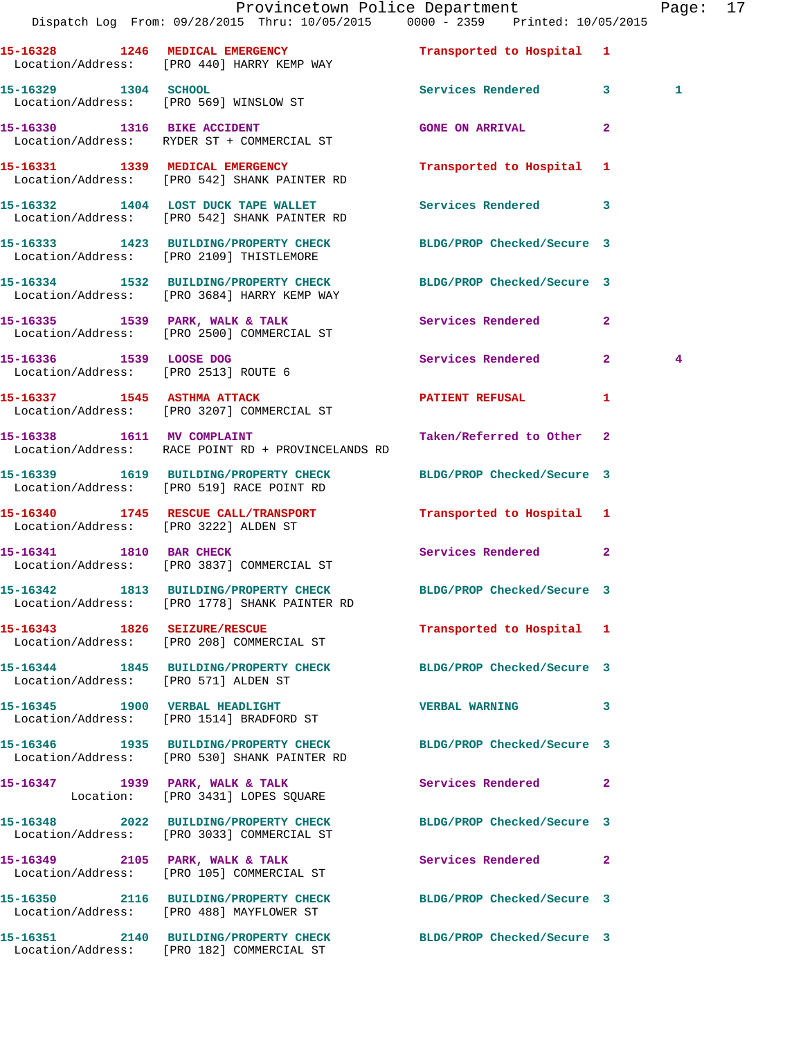15-16328 1246 MEDICAL EMERGENCY Transported to Hospital 1
Location/Address: [PRO 440] HARRY KEMP WAY

15-16329 1304 SCHOOL Services Rendered 3 1
Location/Address: [PRO 569] WINSLOW ST

15-16330 1316 BIKE ACCIDENT GONE ON ARRIVAL 2
Location/Address: RYDER ST + COMMERCIAL ST

15-16331 1339 MEDICAL EMERGENCY Transported to Hospital 1
Location/Address: [PRO 542] SHANK PAINTER RD

15-16332 1404 LOST DUCK TAPE WALLET Services Rendered 3
Location/Address: [PRO 542] SHANK PAINTER RD

15-16333 1423 BUILDING/PROPERTY CHECK BLDG/PROP Checked/Secure 3
Location/Address: [PRO 2109] THISTLEMORE

15-16334 1532 BUILDING/PROPERTY CHECK BLDG/PROP Checked/Secure 3
Location/Address: [PRO 3684] HARRY KEMP WAY

15-16335 1539 PARK, WALK & TALK Services Rendered 2
Location/Address: [PRO 2500] COMMERCIAL ST

15-16336 1539 LOOSE DOG Services Rendered 2 4
Location/Address: [PRO 2513] ROUTE 6

15-16337 1545 ASTHMA ATTACK PATIENT REFUSAL 1
Location/Address: [PRO 3207] COMMERCIAL ST

15-16338 1611 MV COMPLAINT Taken/Referred to Other 2
Location/Address: RACE POINT RD + PROVINCELANDS RD

15-16339 1619 BUILDING/PROPERTY CHECK BLDG/PROP Checked/Secure 3
Location/Address: [PRO 519] RACE POINT RD

15-16340 1745 RESCUE CALL/TRANSPORT Transported to Hospital 1
Location/Address: [PRO 3222] ALDEN ST

15-16341 1810 BAR CHECK Services Rendered 2
Location/Address: [PRO 3837] COMMERCIAL ST

15-16342 1813 BUILDING/PROPERTY CHECK BLDG/PROP Checked/Secure 3
Location/Address: [PRO 1778] SHANK PAINTER RD

15-16343 1826 SEIZURE/RESCUE Transported to Hospital 1
Location/Address: [PRO 208] COMMERCIAL ST

15-16344 1845 BUILDING/PROPERTY CHECK BLDG/PROP Checked/Secure 3
Location/Address: [PRO 571] ALDEN ST

15-16345 1900 VERBAL HEADLIGHT VERBAL WARNING 3
Location/Address: [PRO 1514] BRADFORD ST

15-16346 1935 BUILDING/PROPERTY CHECK BLDG/PROP Checked/Secure 3
Location/Address: [PRO 530] SHANK PAINTER RD

15-16347 1939 PARK, WALK & TALK Services Rendered 2
Location: [PRO 3431] LOPES SQUARE

15-16348 2022 BUILDING/PROPERTY CHECK BLDG/PROP Checked/Secure 3
Location/Address: [PRO 3033] COMMERCIAL ST

15-16349 2105 PARK, WALK & TALK Services Rendered 2
Location/Address: [PRO 105] COMMERCIAL ST

15-16350 2116 BUILDING/PROPERTY CHECK BLDG/PROP Checked/Secure 3
Location/Address: [PRO 488] MAYFLOWER ST

15-16351 2140 BUILDING/PROPERTY CHECK BLDG/PROP Checked/Secure 3
Location/Address: [PRO 182] COMMERCIAL ST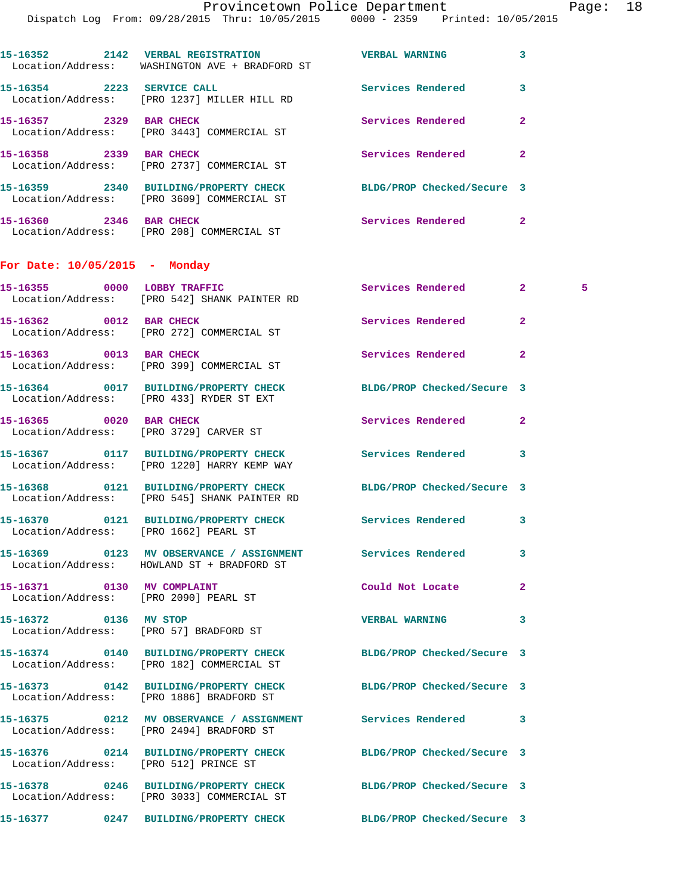15-16352 2142 VERBAL REGISTRATION VERBAL WARNING 3
Location/Address: WASHINGTON AVE + BRADFORD ST

15-16354 2223 SERVICE CALL Services Rendered 3
Location/Address: [PRO 1237] MILLER HILL RD

15-16357 2329 BAR CHECK Services Rendered 2
Location/Address: [PRO 3443] COMMERCIAL ST

15-16358 2339 BAR CHECK Services Rendered 2
Location/Address: [PRO 2737] COMMERCIAL ST

15-16359 2340 BUILDING/PROPERTY CHECK BLDG/PROP Checked/Secure 3
Location/Address: [PRO 3609] COMMERCIAL ST

15-16360 2346 BAR CHECK Services Rendered 2
Location/Address: [PRO 208] COMMERCIAL ST

## For Date: 10/05/2015 - Monday

15-16355 0000 LOBBY TRAFFIC Services Rendered 2 5
Location/Address: [PRO 542] SHANK PAINTER RD

15-16362 0012 BAR CHECK Services Rendered 2
Location/Address: [PRO 272] COMMERCIAL ST

15-16363 0013 BAR CHECK Services Rendered 2
Location/Address: [PRO 399] COMMERCIAL ST

15-16364 0017 BUILDING/PROPERTY CHECK BLDG/PROP Checked/Secure 3
Location/Address: [PRO 433] RYDER ST EXT

15-16365 0020 BAR CHECK Services Rendered 2
Location/Address: [PRO 3729] CARVER ST

15-16367 0117 BUILDING/PROPERTY CHECK Services Rendered 3
Location/Address: [PRO 1220] HARRY KEMP WAY

15-16368 0121 BUILDING/PROPERTY CHECK BLDG/PROP Checked/Secure 3
Location/Address: [PRO 545] SHANK PAINTER RD

15-16370 0121 BUILDING/PROPERTY CHECK Services Rendered 3
Location/Address: [PRO 1662] PEARL ST

15-16369 0123 MV OBSERVANCE / ASSIGNMENT Services Rendered 3
Location/Address: HOWLAND ST + BRADFORD ST

15-16371 0130 MV COMPLAINT Could Not Locate 2
Location/Address: [PRO 2090] PEARL ST

15-16372 0136 MV STOP VERBAL WARNING 3
Location/Address: [PRO 57] BRADFORD ST

15-16374 0140 BUILDING/PROPERTY CHECK BLDG/PROP Checked/Secure 3
Location/Address: [PRO 182] COMMERCIAL ST

15-16373 0142 BUILDING/PROPERTY CHECK BLDG/PROP Checked/Secure 3
Location/Address: [PRO 1886] BRADFORD ST

15-16375 0212 MV OBSERVANCE / ASSIGNMENT Services Rendered 3
Location/Address: [PRO 2494] BRADFORD ST

15-16376 0214 BUILDING/PROPERTY CHECK BLDG/PROP Checked/Secure 3
Location/Address: [PRO 512] PRINCE ST

15-16378 0246 BUILDING/PROPERTY CHECK BLDG/PROP Checked/Secure 3
Location/Address: [PRO 3033] COMMERCIAL ST

15-16377 0247 BUILDING/PROPERTY CHECK BLDG/PROP Checked/Secure 3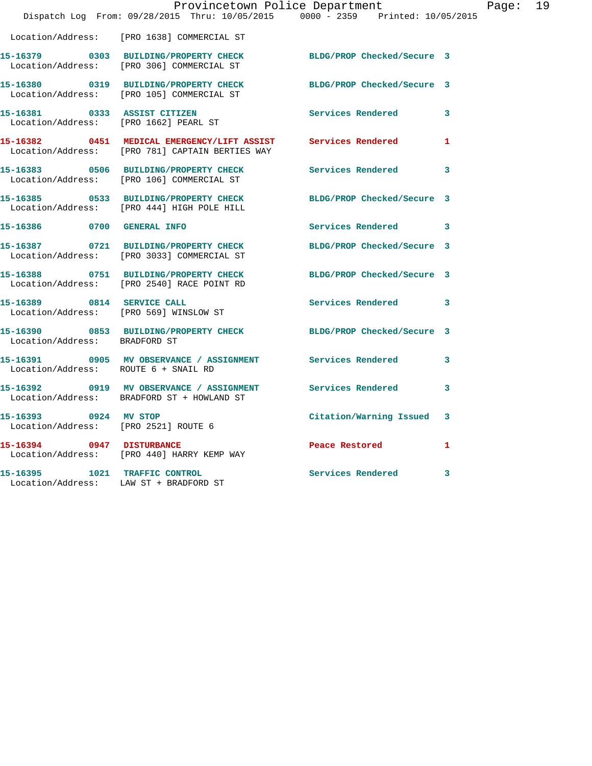Location/Address: [PRO 1638] COMMERCIAL ST

**15-16379 0303 BUILDING/PROPERTY CHECK** BLDG/PROP Checked/Secure 3
Location/Address: [PRO 306] COMMERCIAL ST

**15-16380 0319 BUILDING/PROPERTY CHECK** BLDG/PROP Checked/Secure 3
Location/Address: [PRO 105] COMMERCIAL ST

**15-16381 0333 ASSIST CITIZEN** Services Rendered 3
Location/Address: [PRO 1662] PEARL ST

**15-16382 0451 MEDICAL EMERGENCY/LIFT ASSIST** Services Rendered 1
Location/Address: [PRO 781] CAPTAIN BERTIES WAY

**15-16383 0506 BUILDING/PROPERTY CHECK** Services Rendered 3
Location/Address: [PRO 106] COMMERCIAL ST

**15-16385 0533 BUILDING/PROPERTY CHECK** BLDG/PROP Checked/Secure 3
Location/Address: [PRO 444] HIGH POLE HILL

**15-16386 0700 GENERAL INFO** Services Rendered 3

**15-16387 0721 BUILDING/PROPERTY CHECK** BLDG/PROP Checked/Secure 3
Location/Address: [PRO 3033] COMMERCIAL ST

**15-16388 0751 BUILDING/PROPERTY CHECK** BLDG/PROP Checked/Secure 3
Location/Address: [PRO 2540] RACE POINT RD

**15-16389 0814 SERVICE CALL** Services Rendered 3
Location/Address: [PRO 569] WINSLOW ST

**15-16390 0853 BUILDING/PROPERTY CHECK** BLDG/PROP Checked/Secure 3
Location/Address: BRADFORD ST

**15-16391 0905 MV OBSERVANCE / ASSIGNMENT** Services Rendered 3
Location/Address: ROUTE 6 + SNAIL RD

**15-16392 0919 MV OBSERVANCE / ASSIGNMENT** Services Rendered 3
Location/Address: BRADFORD ST + HOWLAND ST

**15-16393 0924 MV STOP** Citation/Warning Issued 3
Location/Address: [PRO 2521] ROUTE 6

**15-16394 0947 DISTURBANCE** Peace Restored 1
Location/Address: [PRO 440] HARRY KEMP WAY

**15-16395 1021 TRAFFIC CONTROL** Services Rendered 3
Location/Address: LAW ST + BRADFORD ST